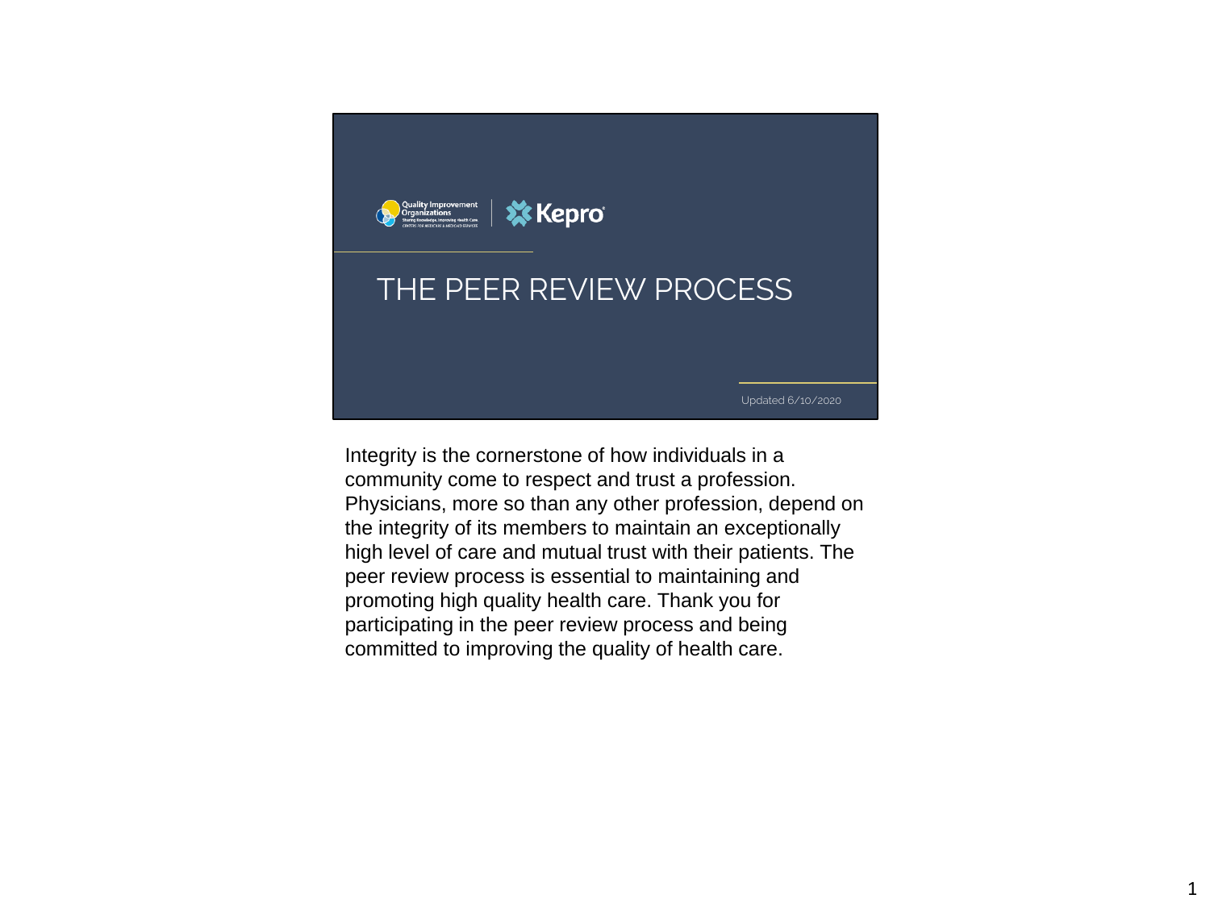Quality Improvement Organizations | Kepro

# THE PEER REVIEW PROCESS

Updated 6/10/2020

Integrity is the cornerstone of how individuals in a community come to respect and trust a profession. Physicians, more so than any other profession, depend on the integrity of its members to maintain an exceptionally high level of care and mutual trust with their patients. The peer review process is essential to maintaining and promoting high quality health care. Thank you for participating in the peer review process and being committed to improving the quality of health care.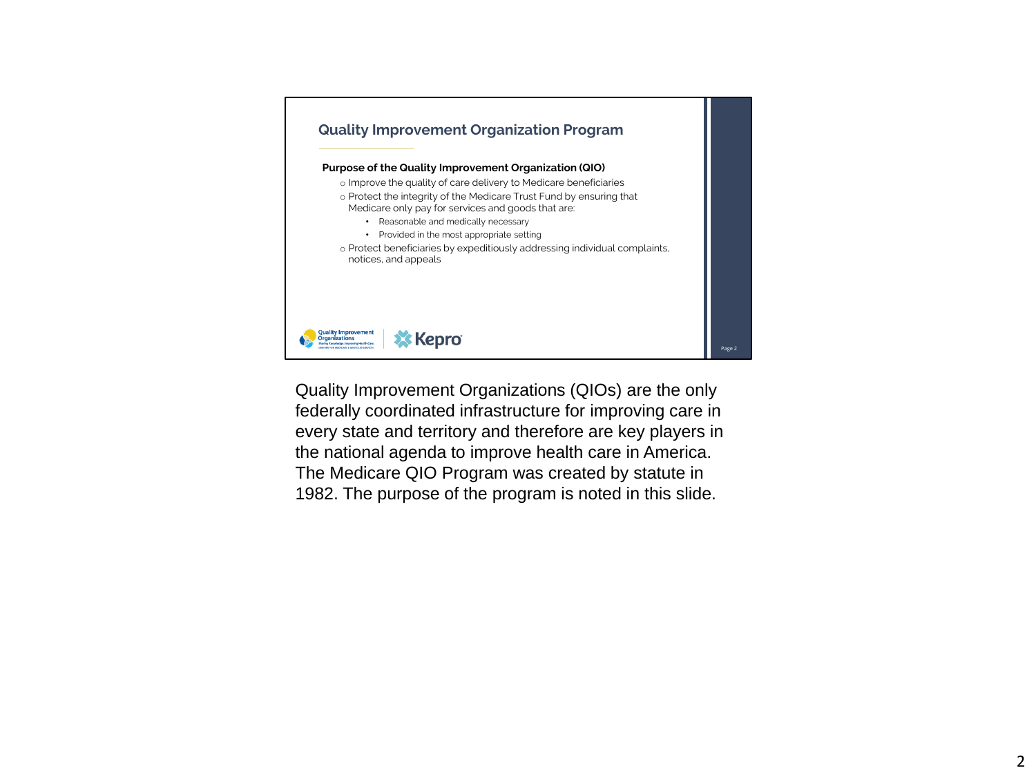## Quality Improvement Organization Program

**Purpose of the Quality Improvement Organization (QIO)**

- Improve the quality of care delivery to Medicare beneficiaries
- Protect the integrity of the Medicare Trust Fund by ensuring that Medicare only pay for services and goods that are:
  - Reasonable and medically necessary
  - Provided in the most appropriate setting
- Protect beneficiaries by expeditiously addressing individual complaints, notices, and appeals

Quality Improvement Organizations (QIOs) are the only federally coordinated infrastructure for improving care in every state and territory and therefore are key players in the national agenda to improve health care in America. The Medicare QIO Program was created by statute in 1982. The purpose of the program is noted in this slide.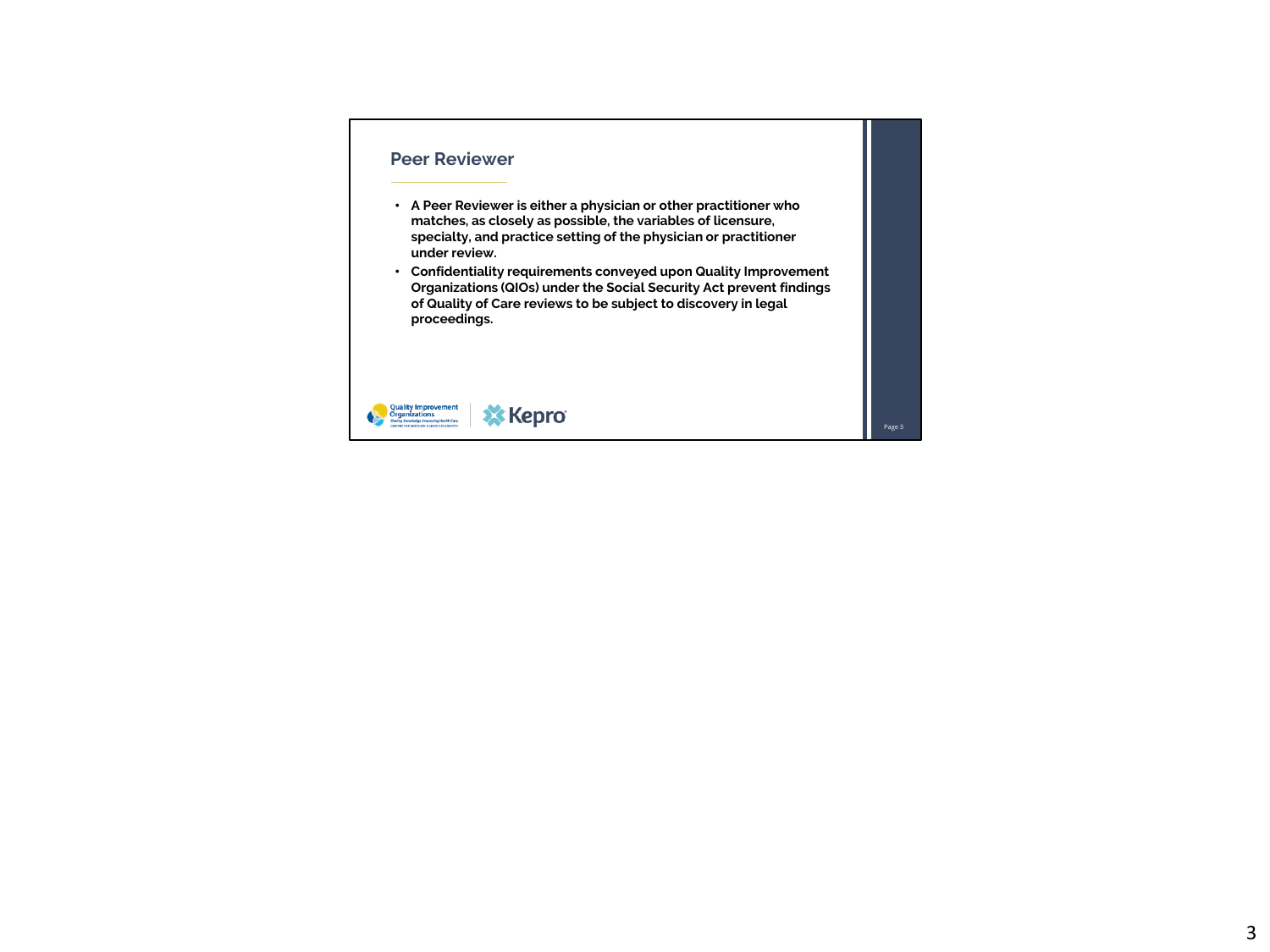## Peer Reviewer

- **A Peer Reviewer is either a physician or other practitioner who matches, as closely as possible, the variables of licensure, specialty, and practice setting of the physician or practitioner under review.**
- **Confidentiality requirements conveyed upon Quality Improvement Organizations (QIOs) under the Social Security Act prevent findings of Quality of Care reviews to be subject to discovery in legal proceedings.**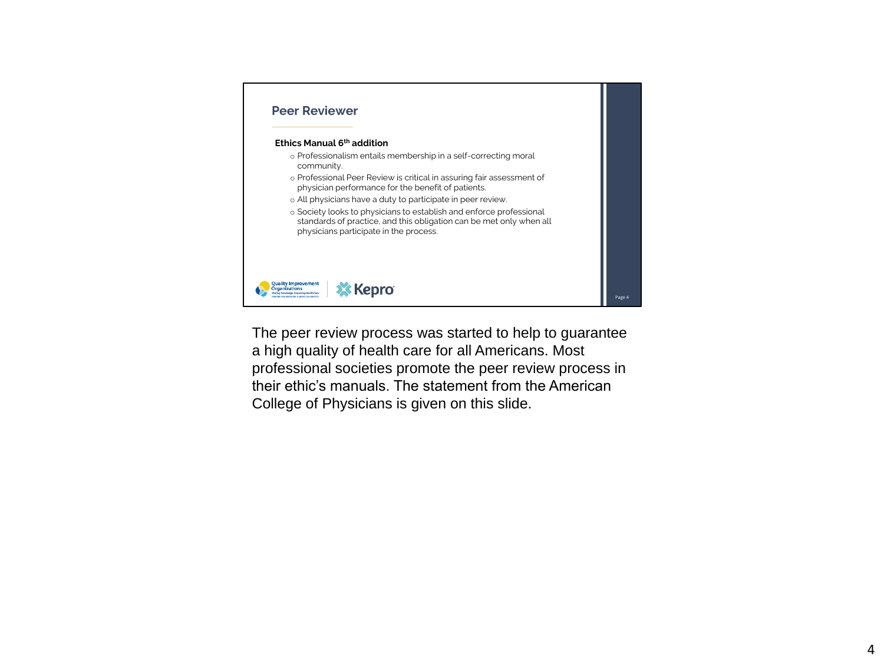## Peer Reviewer

**Ethics Manual 6th addition**

- Professionalism entails membership in a self-correcting moral community.
- Professional Peer Review is critical in assuring fair assessment of physician performance for the benefit of patients.
- All physicians have a duty to participate in peer review.
- Society looks to physicians to establish and enforce professional standards of practice, and this obligation can be met only when all physicians participate in the process.

Quality Improvement Organizations | Kepro

The peer review process was started to help to guarantee a high quality of health care for all Americans. Most professional societies promote the peer review process in their ethic's manuals. The statement from the American College of Physicians is given on this slide.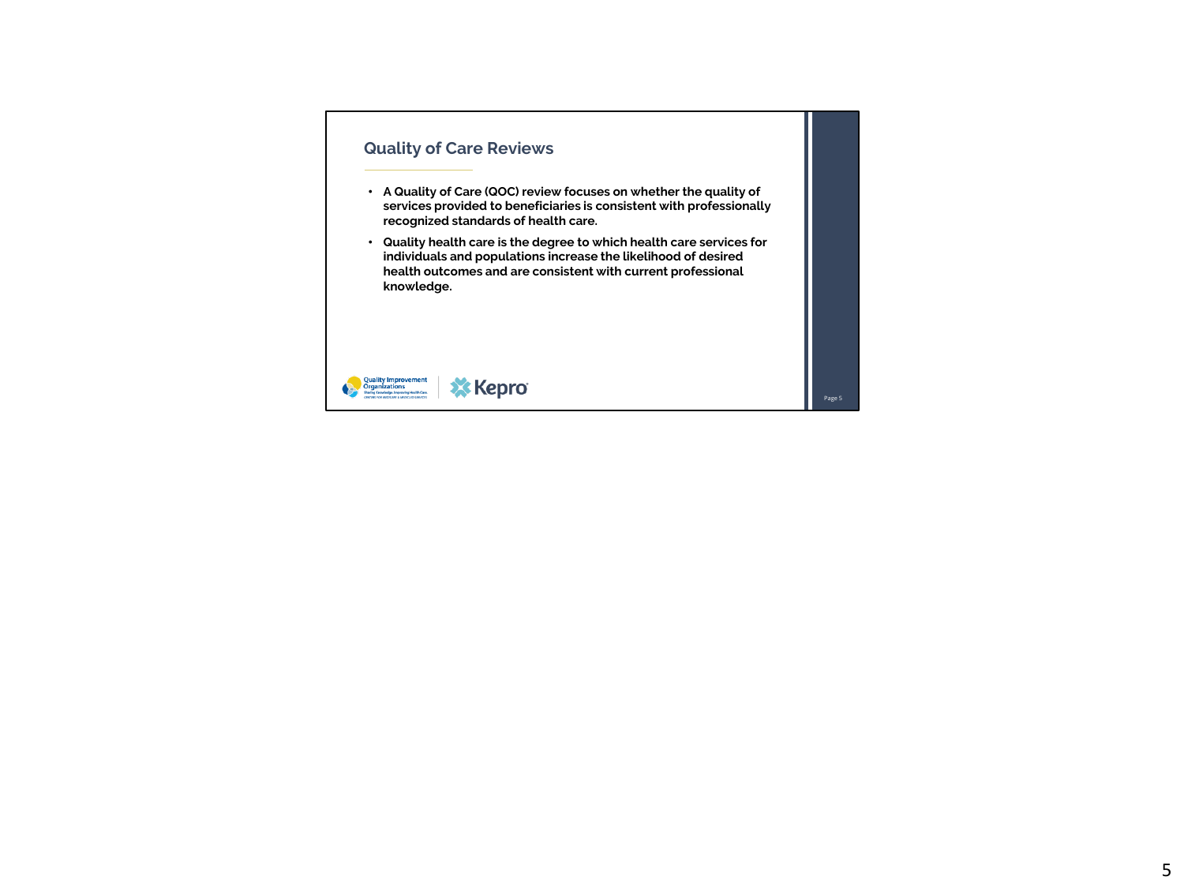## Quality of Care Reviews

- **A Quality of Care (QOC) review focuses on whether the quality of services provided to beneficiaries is consistent with professionally recognized standards of health care.**
- **Quality health care is the degree to which health care services for individuals and populations increase the likelihood of desired health outcomes and are consistent with current professional knowledge.**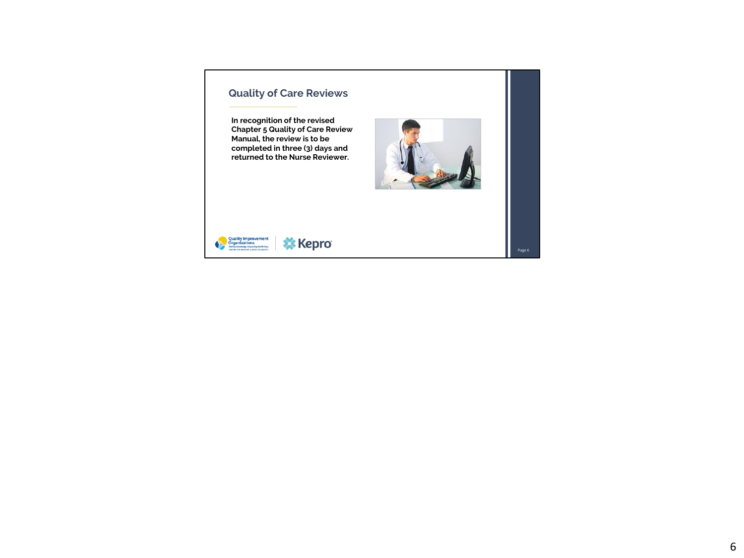## Quality of Care Reviews

**In recognition of the revised Chapter 5 Quality of Care Review Manual, the review is to be completed in three (3) days and returned to the Nurse Reviewer.**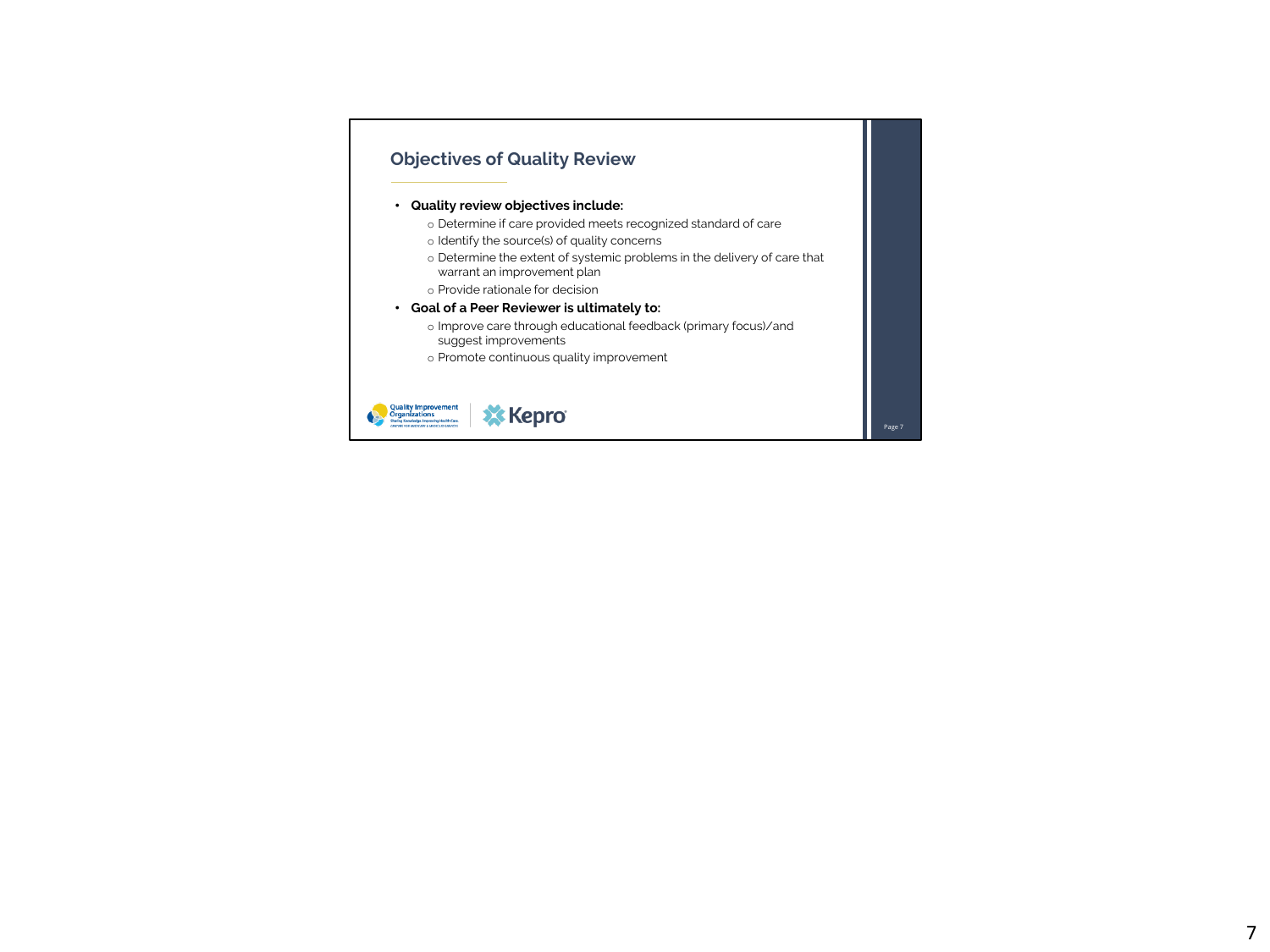## Objectives of Quality Review

- **Quality review objectives include:**
  - Determine if care provided meets recognized standard of care
  - Identify the source(s) of quality concerns
  - Determine the extent of systemic problems in the delivery of care that warrant an improvement plan
  - Provide rationale for decision
- **Goal of a Peer Reviewer is ultimately to:**
  - Improve care through educational feedback (primary focus)/and suggest improvements
  - Promote continuous quality improvement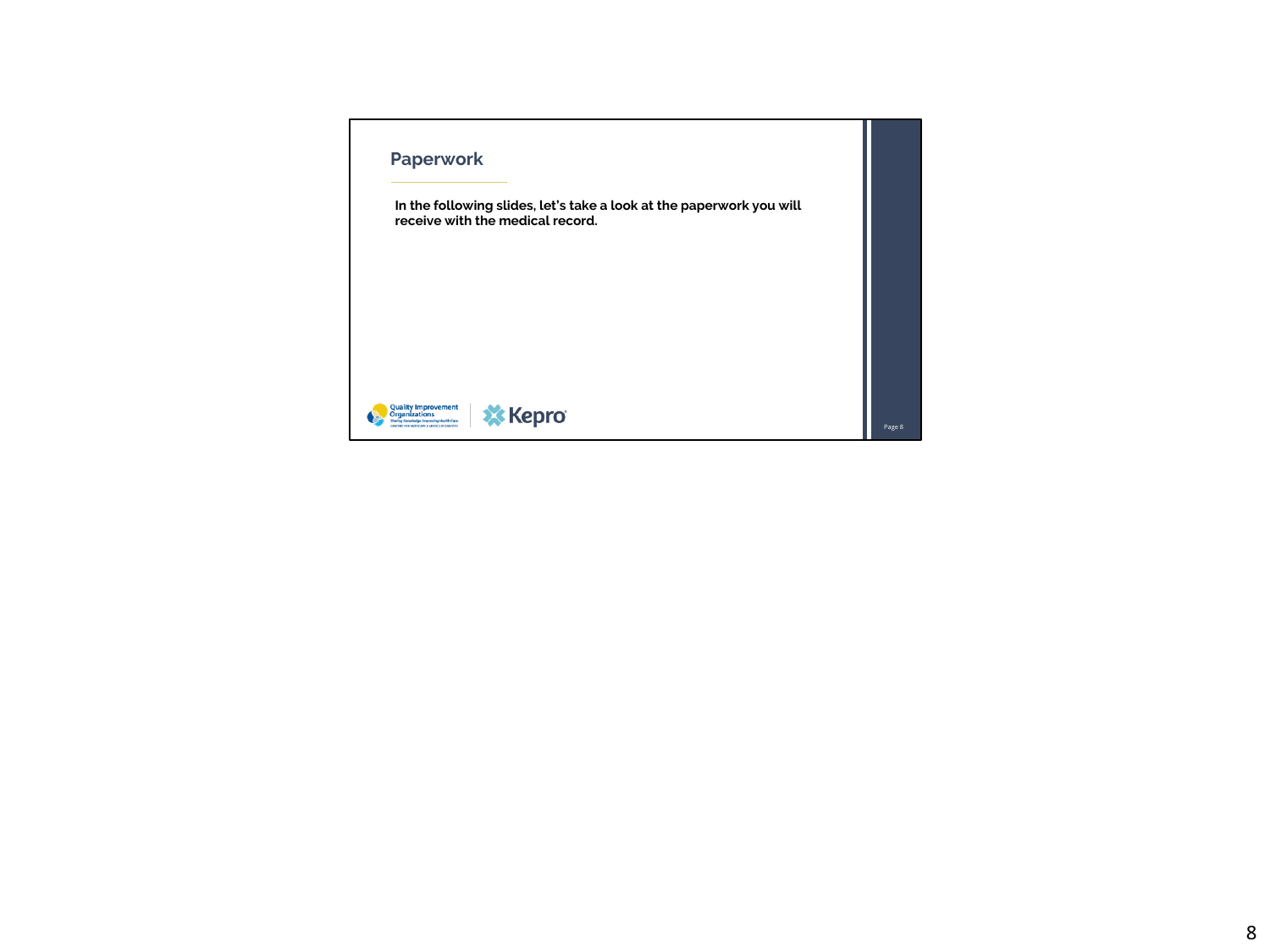## Paperwork

**In the following slides, let's take a look at the paperwork you will receive with the medical record.**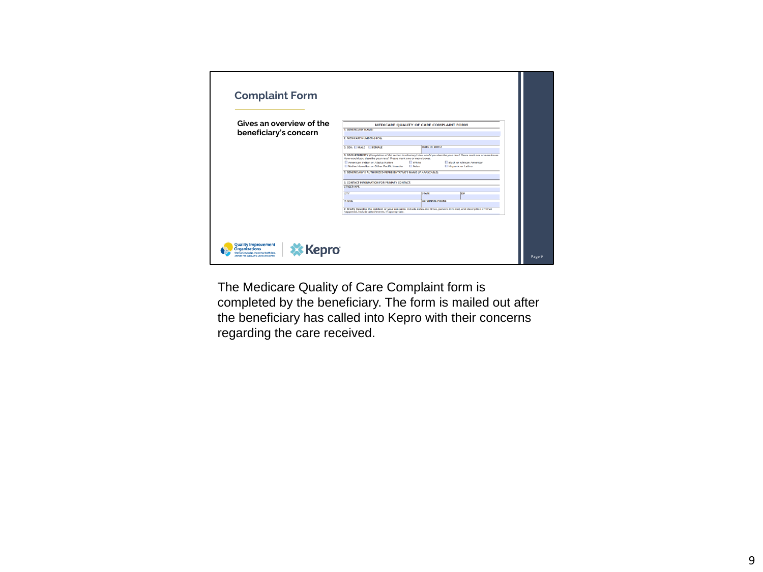## Complaint Form

**Gives an overview of the beneficiary's concern**

**MEDICARE QUALITY OF CARE COMPLAINT FORM**

1. BENEFICIARY NAME:

2. MEDICARE NUMBER (HICN):

3. SEX: ☐ MALE ☐ FEMALE — DATE OF BIRTH:

4. RACE/ETHNICITY (Completion of this section is voluntary) How would you describe your race? Please mark one or more boxes.
How would you describe your race? Please mark one or more boxes.
☐ American Indian or Alaska Native ☐ White ☐ Black or African American
☐ Native Hawaiian or Other Pacific Islander ☐ Asian ☐ Hispanic or Latino

5. BENEFICIARY'S AUTHORIZED REPRESENTATIVE'S NAME (IF APPLICABLE)

6. CONTACT INFORMATION FOR PRIMARY CONTACT
STREET/APT.
CITY — STATE — ZIP
PHONE — ALTERNATE PHONE

7. Briefly Describe the incident or your concerns. Include dates and times, persons involved, and description of what happened. Include attachments, if appropriate.

Quality Improvement Organizations — Sharing Knowledge. Improving Health Care. CENTERS FOR MEDICARE & MEDICAID SERVICES | Kepro

The Medicare Quality of Care Complaint form is completed by the beneficiary. The form is mailed out after the beneficiary has called into Kepro with their concerns regarding the care received.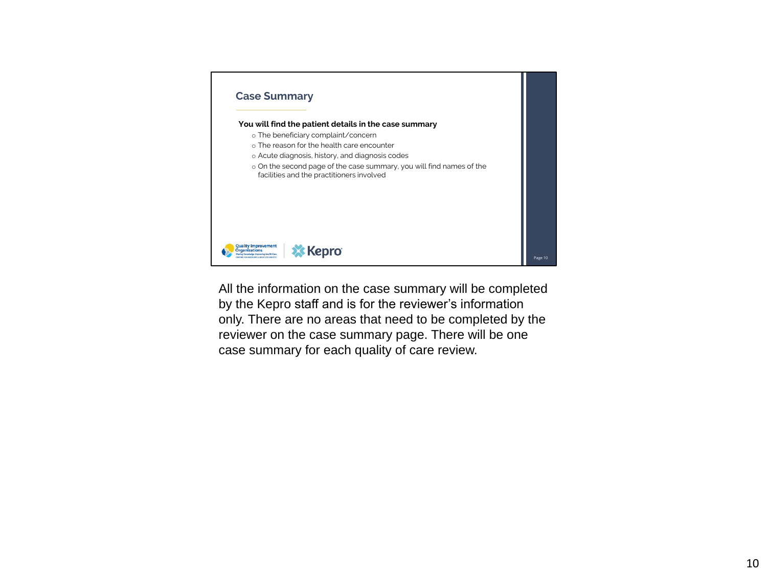## Case Summary

**You will find the patient details in the case summary**

- The beneficiary complaint/concern
- The reason for the health care encounter
- Acute diagnosis, history, and diagnosis codes
- On the second page of the case summary, you will find names of the facilities and the practitioners involved

All the information on the case summary will be completed by the Kepro staff and is for the reviewer's information only. There are no areas that need to be completed by the reviewer on the case summary page. There will be one case summary for each quality of care review.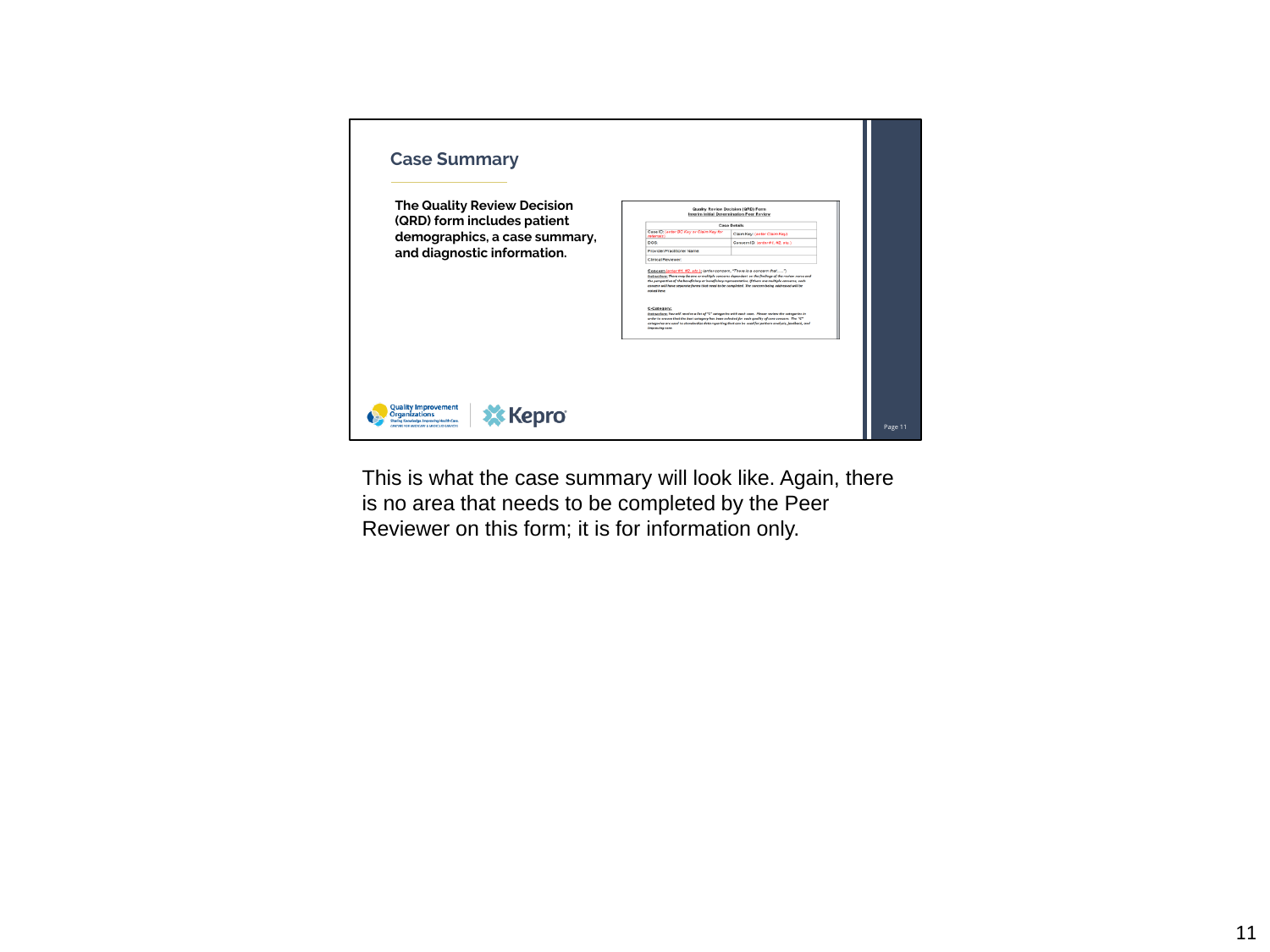## Case Summary

**The Quality Review Decision (QRD) form includes patient demographics, a case summary, and diagnostic information.**

This is what the case summary will look like. Again, there is no area that needs to be completed by the Peer Reviewer on this form; it is for information only.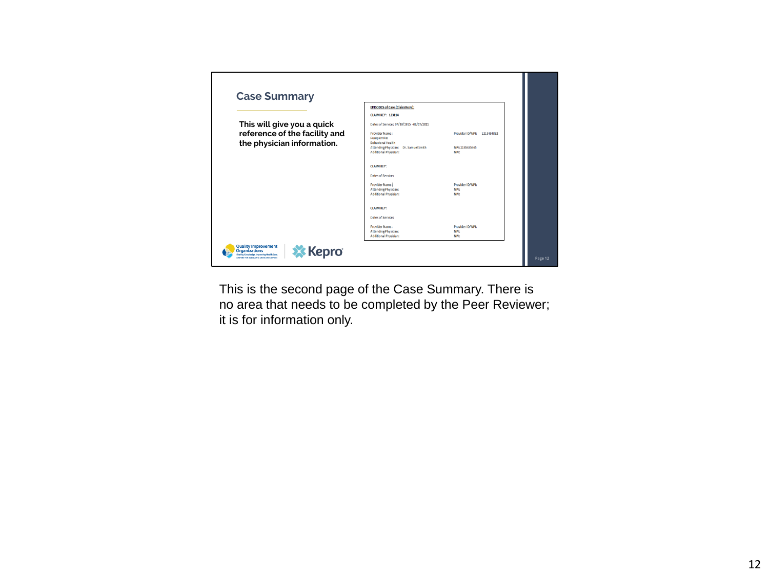## Case Summary

**This will give you a quick reference of the facility and the physician information.**

**EPISODES of Care (ClaimKeys):**

**CLAIM KEY:** 123114

Dates of Service: 07/30/2015 -08/07/2015

Provider Name: Pumpkin Pie Behavioral Health — Provider ID/NPI: 1213454862
Attending Physician: Dr. Samuel Smith — NPI: 2135435465
Additional Physician: — NPI:

**CLAIM KEY:**

Dates of Service:

Provider Name: — Provider ID/NPI:
Attending Physician: — NPI:
Additional Physician: — NPI:

**CLAIM KEY:**

Dates of Service:

Provider Name: — Provider ID/NPI:
Attending Physician: — NPI:
Additional Physician: — NPI:

Quality Improvement Organizations — Sharing Knowledge. Improving Health Care. CENTERS FOR MEDICARE & MEDICAID SERVICES | Kepro

Page 12

This is the second page of the Case Summary. There is no area that needs to be completed by the Peer Reviewer; it is for information only.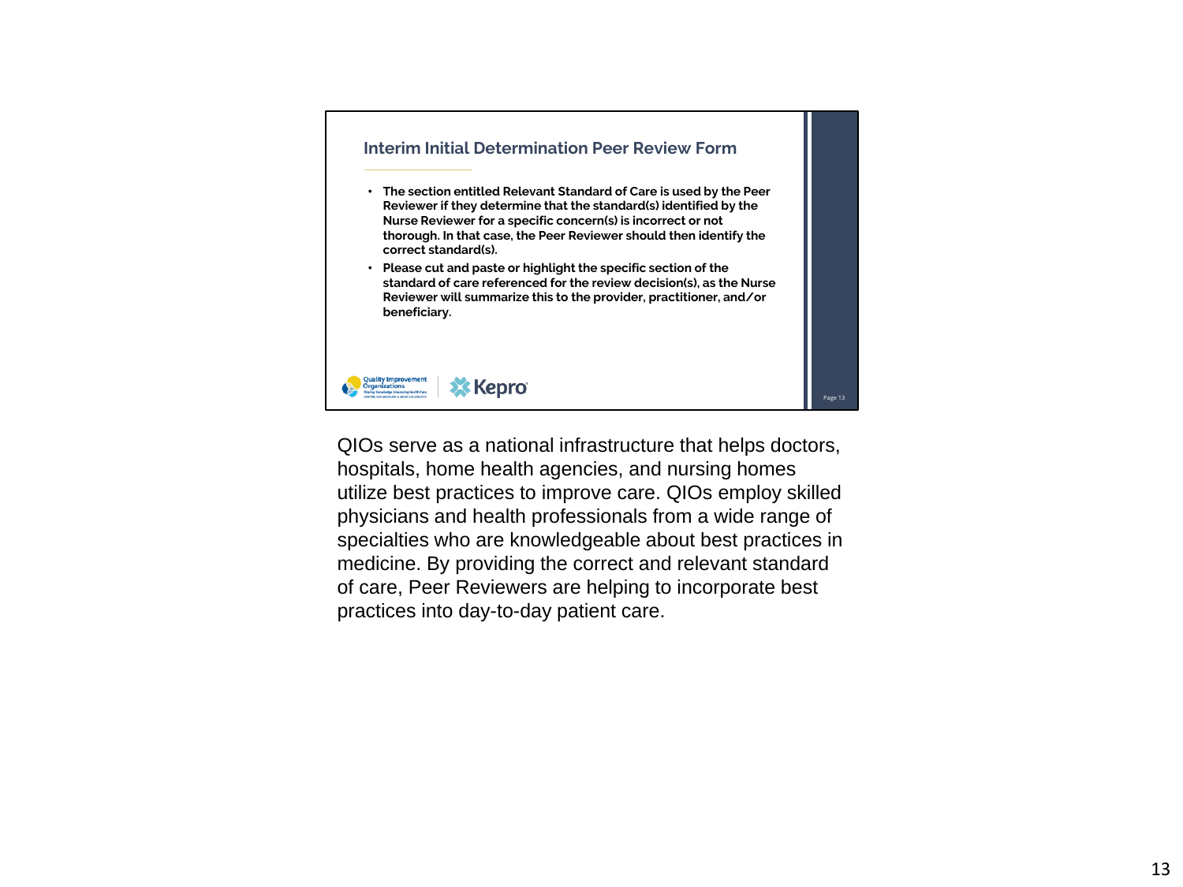## Interim Initial Determination Peer Review Form

- The section entitled Relevant Standard of Care is used by the Peer Reviewer if they determine that the standard(s) identified by the Nurse Reviewer for a specific concern(s) is incorrect or not thorough. In that case, the Peer Reviewer should then identify the correct standard(s).
- Please cut and paste or highlight the specific section of the standard of care referenced for the review decision(s), as the Nurse Reviewer will summarize this to the provider, practitioner, and/or beneficiary.

QIOs serve as a national infrastructure that helps doctors, hospitals, home health agencies, and nursing homes utilize best practices to improve care. QIOs employ skilled physicians and health professionals from a wide range of specialties who are knowledgeable about best practices in medicine. By providing the correct and relevant standard of care, Peer Reviewers are helping to incorporate best practices into day-to-day patient care.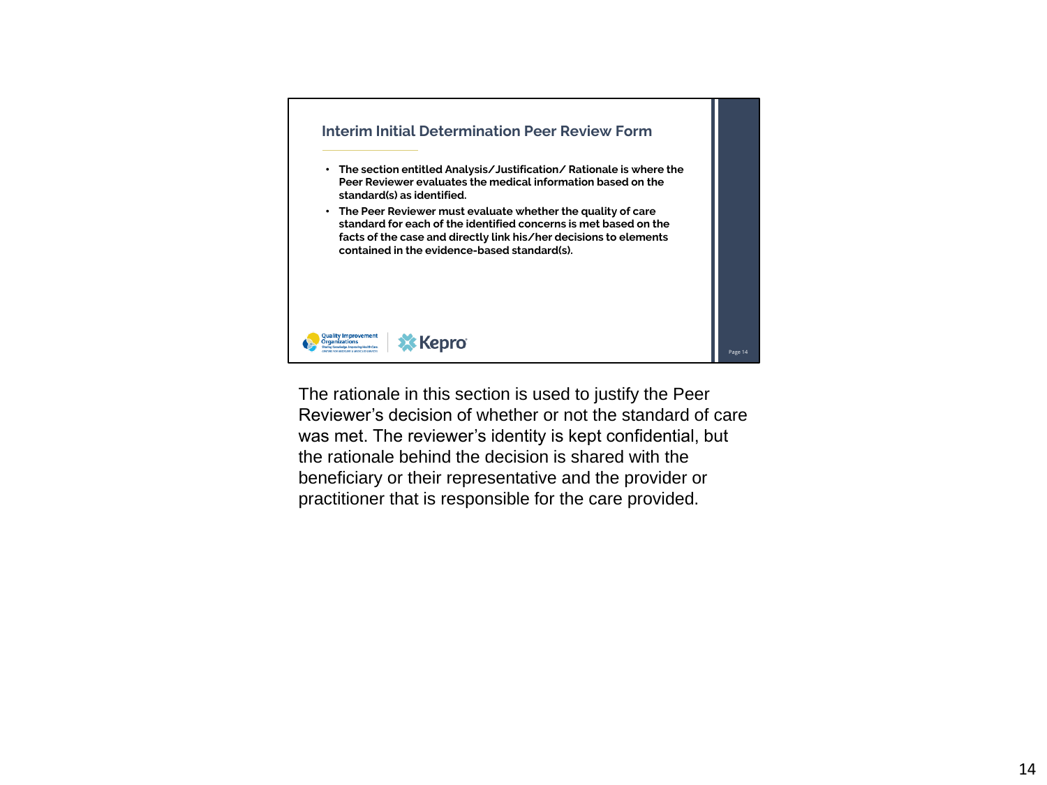## Interim Initial Determination Peer Review Form

- **The section entitled Analysis/Justification/ Rationale is where the Peer Reviewer evaluates the medical information based on the standard(s) as identified.**
- **The Peer Reviewer must evaluate whether the quality of care standard for each of the identified concerns is met based on the facts of the case and directly link his/her decisions to elements contained in the evidence-based standard(s).**

Quality Improvement Organizations | Kepro

The rationale in this section is used to justify the Peer Reviewer's decision of whether or not the standard of care was met. The reviewer's identity is kept confidential, but the rationale behind the decision is shared with the beneficiary or their representative and the provider or practitioner that is responsible for the care provided.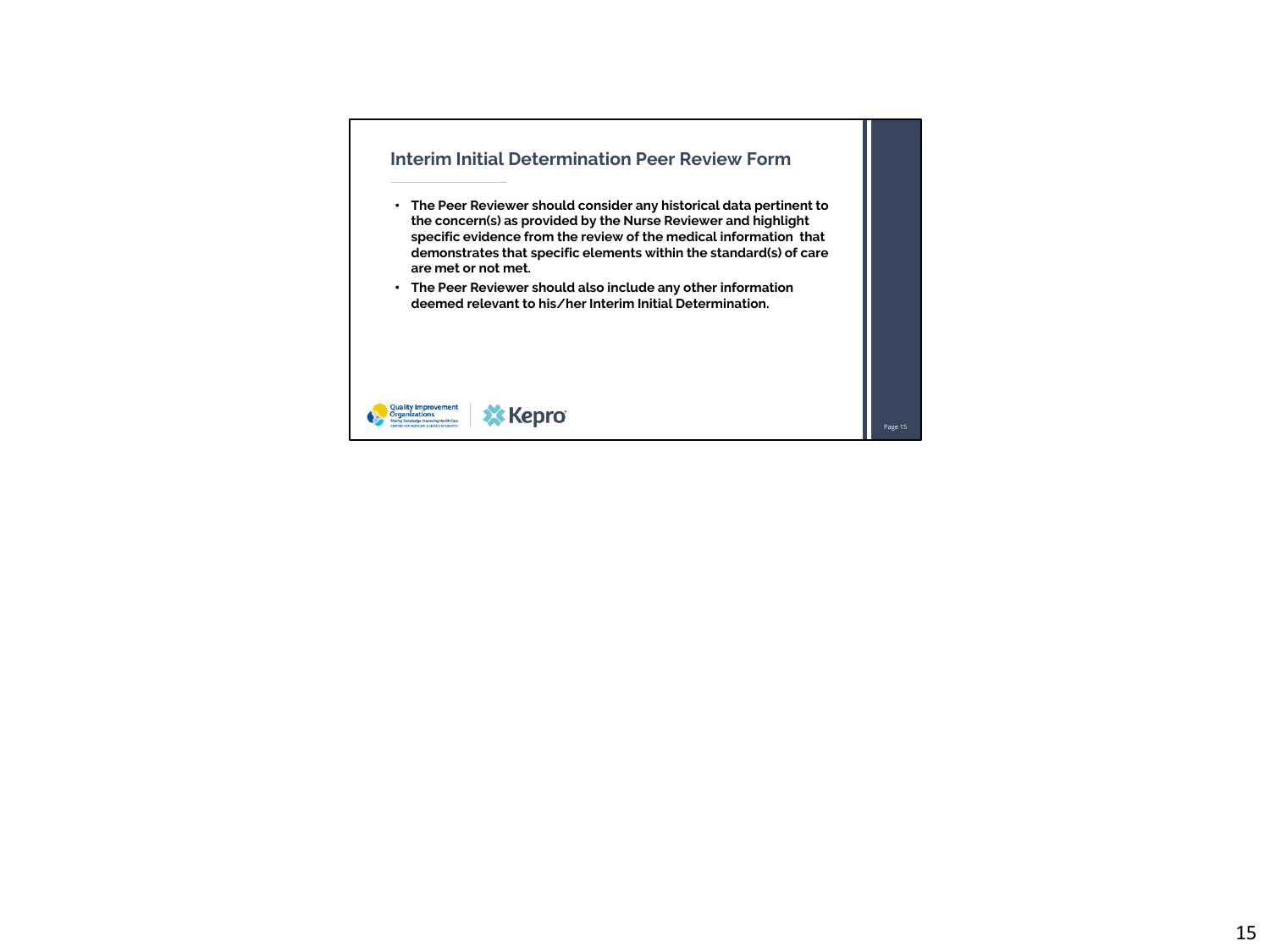## Interim Initial Determination Peer Review Form

- **The Peer Reviewer should consider any historical data pertinent to the concern(s) as provided by the Nurse Reviewer and highlight specific evidence from the review of the medical information that demonstrates that specific elements within the standard(s) of care are met or not met.**
- **The Peer Reviewer should also include any other information deemed relevant to his/her Interim Initial Determination.**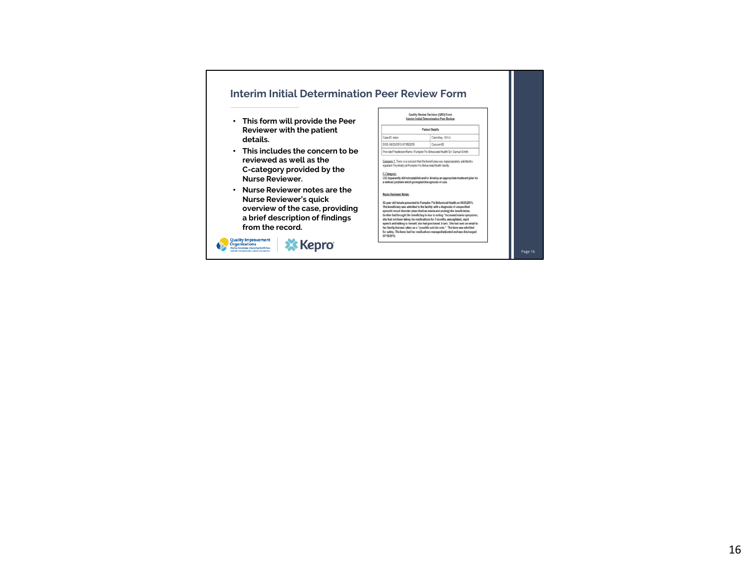## Interim Initial Determination Peer Review Form

- This form will provide the Peer Reviewer with the patient details.
- This includes the concern to be reviewed as well as the C-category provided by the Nurse Reviewer.
- Nurse Reviewer notes are the Nurse Reviewer's quick overview of the case, providing a brief description of findings from the record.

Quality Review Decision (QRD) Form
Interim Initial Determination Peer Review

| Patient Details | |
|---|---|
| Case ID: xxxxx | Claim Key: 17114 |
| DOS: 06/25/2015-07/18/2015 | Concern ID |
| Provider/Practitioner Name: Pumpkin Pie Behavioral Health/ Dr. Samuel Smith | |

Concern 1: There is a concern that the beneficiary was inappropriately admitted to inpatient Psychiatry at Pumpkin Pie Behavioral Health facility.

C-Category:
C02-Apparently did not establish and/or develop an appropriate treatment plan for a defined problem which prompted this episode of care.

Nurse Reviewer Notes:

65 year old female presented to Pumpkin Pie Behavioral Health on 06/25/2015. The beneficiary was admitted to the facility with a diagnosis of unspecified episodic mood disorder (described as mania and anxiety) the beneficiaries brother had brought the beneficiary in due to noting "increased mania symptoms, she had not been taking her medications for 3 months, was agitated, rapid speech and talking to herself, she had purchased 2 cars. She had sent an email to her family that was taken as a "possible suicide note." The bene was admitted for safety. The bene had her medications managed/adjusted and was discharged 07/18/2015.

Quality Improvement Organizations — Sharing Knowledge. Improving Health Care. CENTERS FOR MEDICARE & MEDICAID SERVICES | Kepro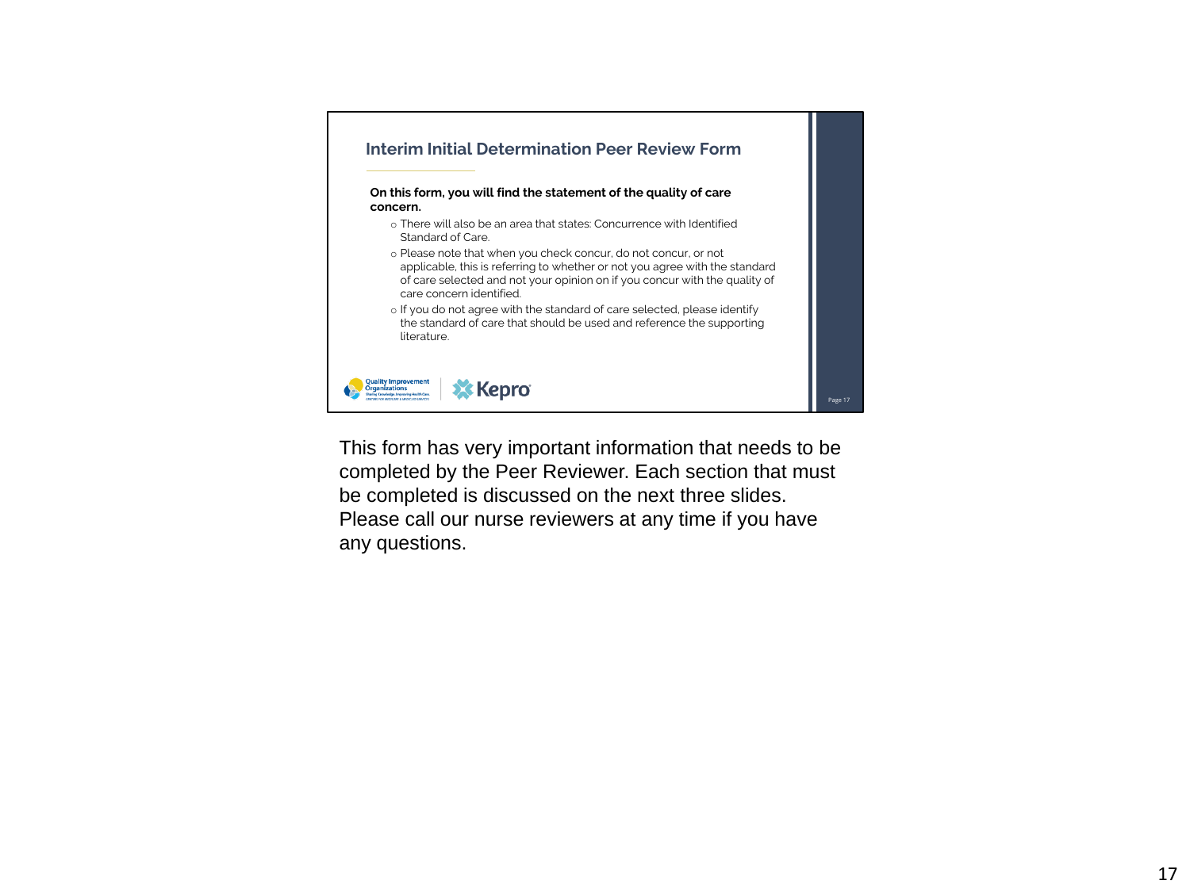## Interim Initial Determination Peer Review Form

**On this form, you will find the statement of the quality of care concern.**

- There will also be an area that states: Concurrence with Identified Standard of Care.
- Please note that when you check concur, do not concur, or not applicable, this is referring to whether or not you agree with the standard of care selected and not your opinion on if you concur with the quality of care concern identified.
- If you do not agree with the standard of care selected, please identify the standard of care that should be used and reference the supporting literature.

This form has very important information that needs to be completed by the Peer Reviewer. Each section that must be completed is discussed on the next three slides. Please call our nurse reviewers at any time if you have any questions.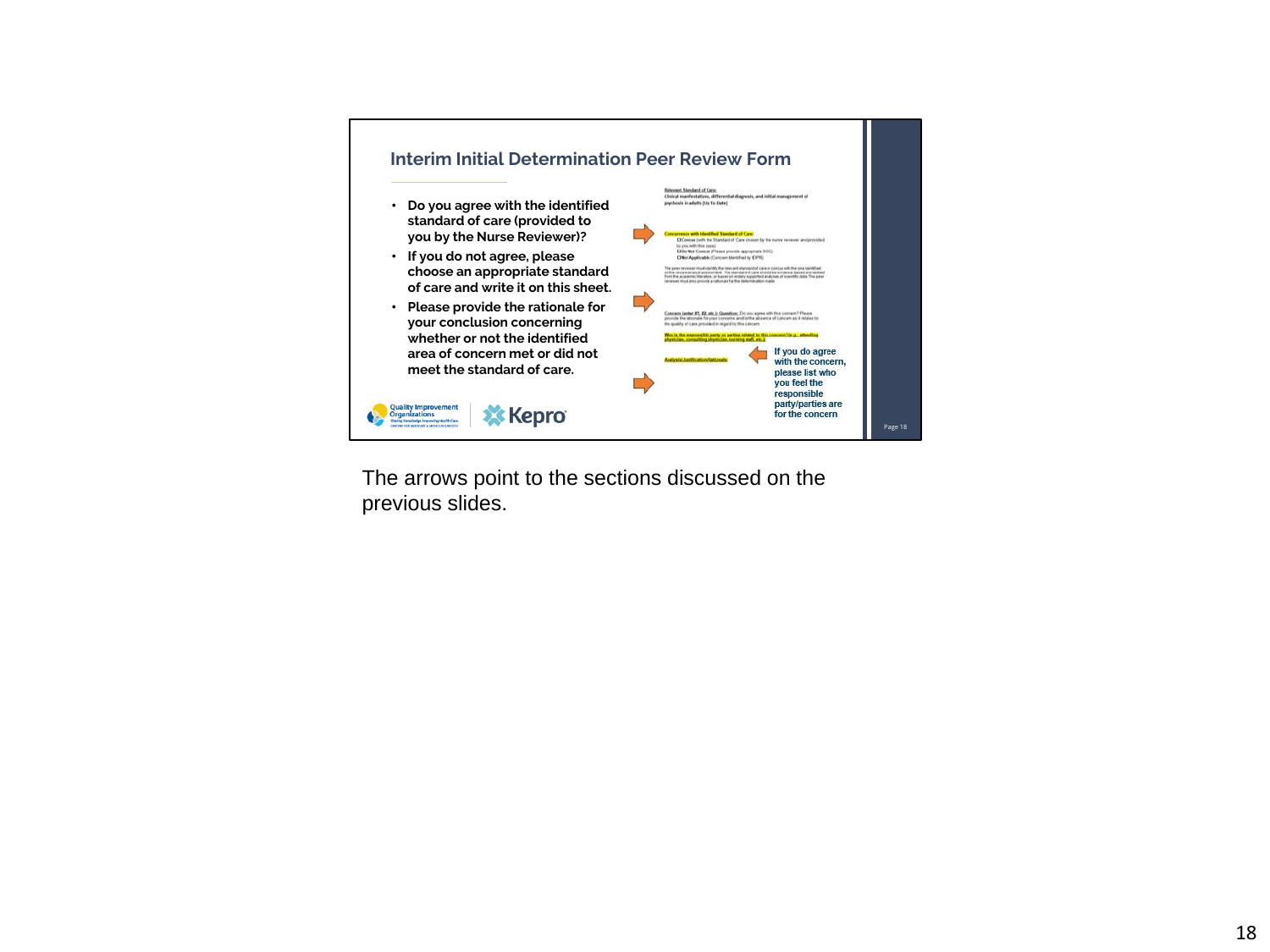## Interim Initial Determination Peer Review Form

- Do you agree with the identified standard of care (provided to you by the Nurse Reviewer)?
- If you do not agree, please choose an appropriate standard of care and write it on this sheet.
- Please provide the rationale for your conclusion concerning whether or not the identified area of concern met or did not meet the standard of care.

If you do agree with the concern, please list who you feel the responsible party/parties are for the concern

The arrows point to the sections discussed on the previous slides.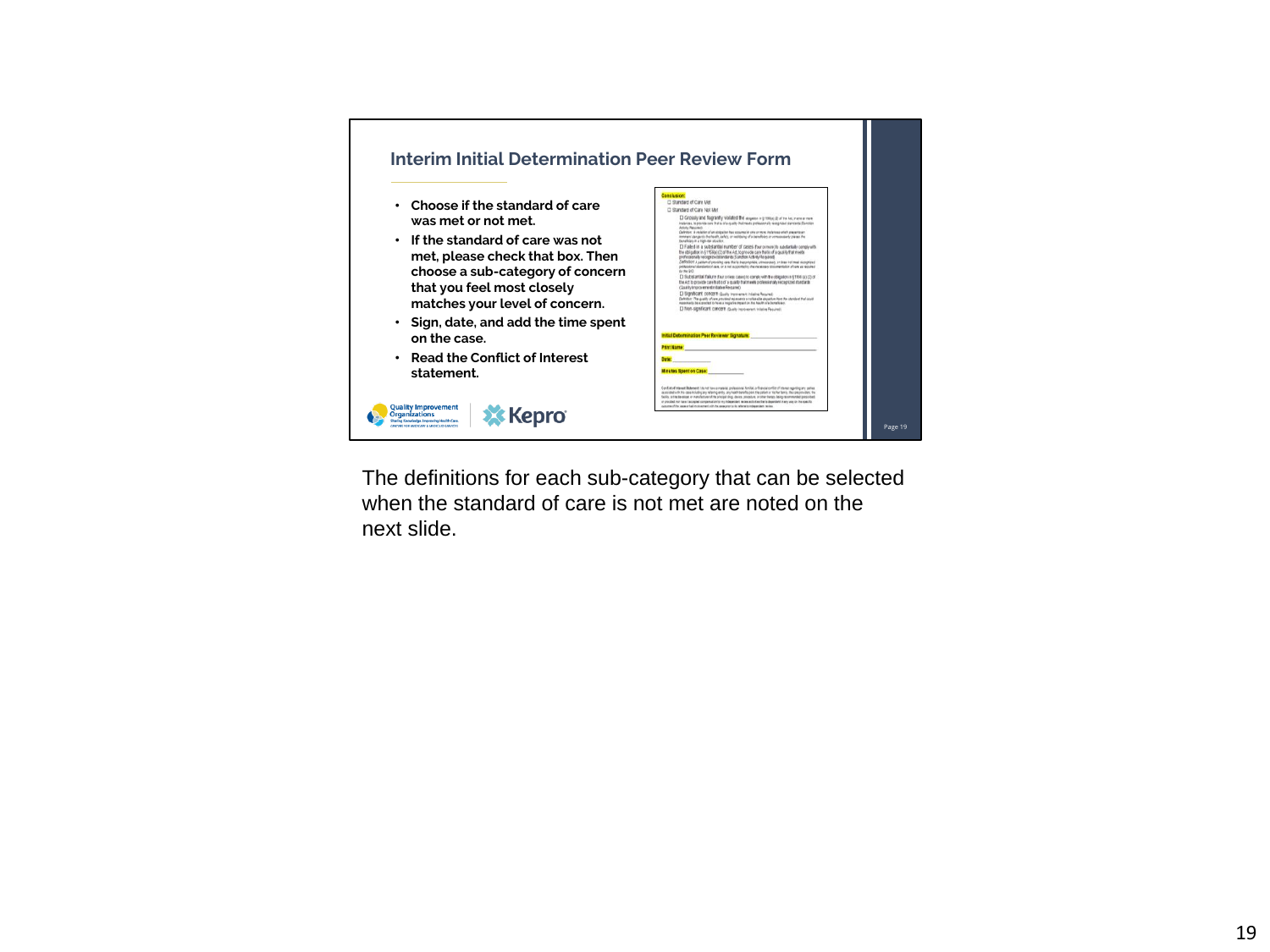## Interim Initial Determination Peer Review Form

- Choose if the standard of care was met or not met.
- If the standard of care was not met, please check that box. Then choose a sub-category of concern that you feel most closely matches your level of concern.
- Sign, date, and add the time spent on the case.
- Read the Conflict of Interest statement.

The definitions for each sub-category that can be selected when the standard of care is not met are noted on the next slide.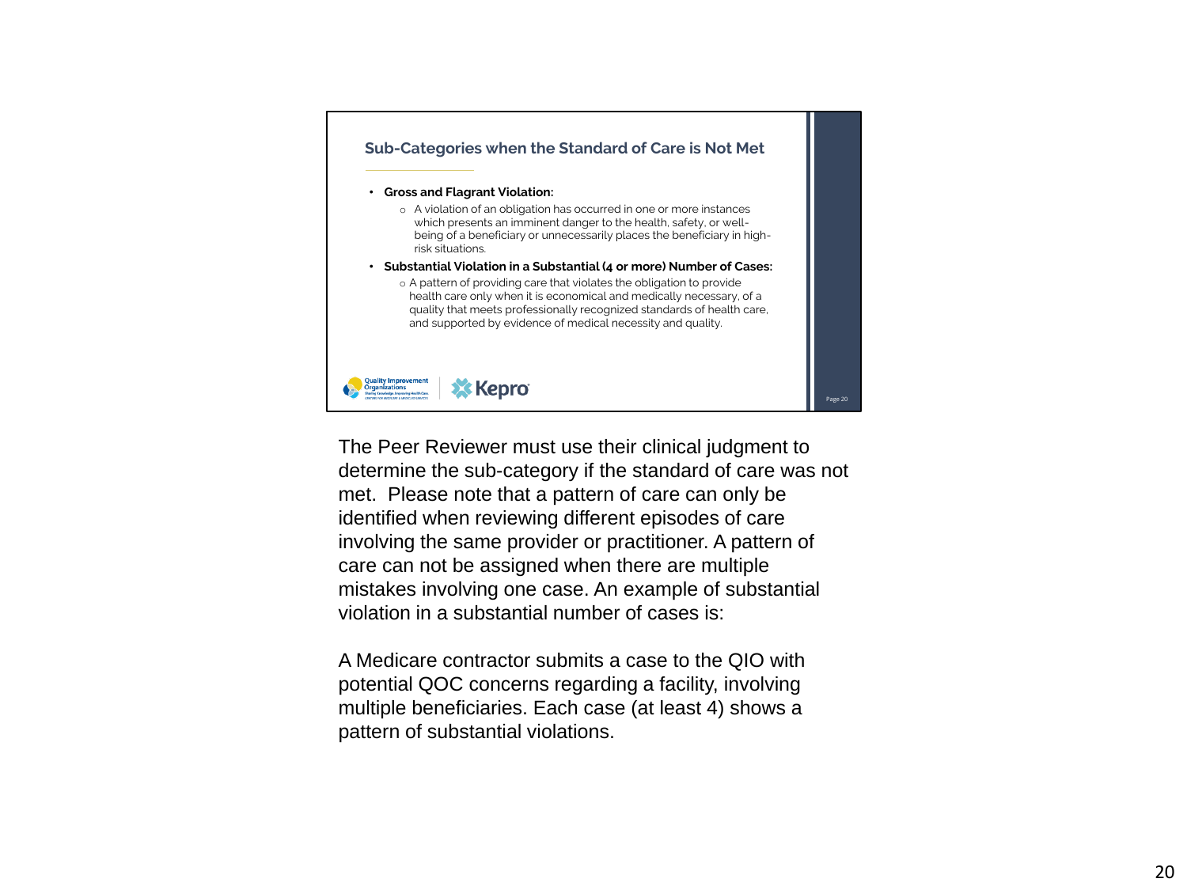## Sub-Categories when the Standard of Care is Not Met

- **Gross and Flagrant Violation:**
  - A violation of an obligation has occurred in one or more instances which presents an imminent danger to the health, safety, or well-being of a beneficiary or unnecessarily places the beneficiary in high-risk situations.
- **Substantial Violation in a Substantial (4 or more) Number of Cases:**
  - A pattern of providing care that violates the obligation to provide health care only when it is economical and medically necessary, of a quality that meets professionally recognized standards of health care, and supported by evidence of medical necessity and quality.

The Peer Reviewer must use their clinical judgment to determine the sub-category if the standard of care was not met. Please note that a pattern of care can only be identified when reviewing different episodes of care involving the same provider or practitioner. A pattern of care can not be assigned when there are multiple mistakes involving one case. An example of substantial violation in a substantial number of cases is:

A Medicare contractor submits a case to the QIO with potential QOC concerns regarding a facility, involving multiple beneficiaries. Each case (at least 4) shows a pattern of substantial violations.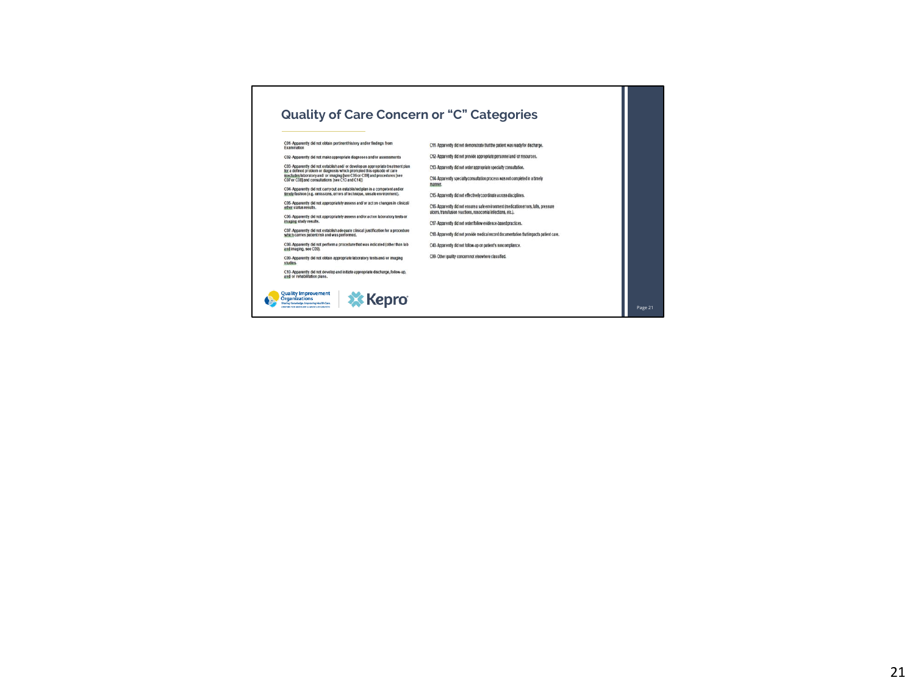## Quality of Care Concern or "C" Categories

C01-Apparently did not obtain pertinent history and/or findings from Examination

C02-Apparently did not make appropriate diagnoses and/or assessments

C03-Apparently did not establish and/ or develop an appropriate treatment plan for a defined problem or diagnosis which prompted this episode of care (excludes laboratory and/ or imaging [see C06 or C09] and procedures [see C07 or C08] and consultations [see C13 and C14])

C04-Apparently did not carry out an established plan in a competent and/or timely fashion (e.g. omissions, errors of technique, unsafe environment).

C05-Apparently did not appropriately assess and/ or act on changes in clinical/ other status results.

C06-Apparently did not appropriately assess and/or act on laboratory tests or imaging study results.

C07-Apparently did not establish adequate clinical justification for a procedure which carries patient risk and was performed.

C08-Apparently did not perform a procedure that was indicated (other than lab and imaging, see C09).

C09-Apparently did not obtain appropriate laboratory tests and/ or imaging studies.

C10-Apparently did not develop and initiate appropriate discharge, follow-up, and/ or rehabilitation plans.

C11-Apparently did not demonstrate that the patient was ready for discharge.

C12-Apparently did not provide appropriate personnel and/ or resources.

C13-Apparently did not order appropriate specialty consultation.

C14-Apparently specialty consultation process was not completed in a timely manner.

C15-Apparently did not effectively coordinate across disciplines.

C16-Apparently did not ensure a safe environment (medication errors, falls, pressure ulcers, transfusion reactions, nosocomial infections, etc.).

C17-Apparently did not order/follow evidence-based practices.

C18-Apparently did not provide medical record documentation that impacts patient care.

C40-Apparently did not follow-up on patient's noncompliance.

C99-Other quality concern not elsewhere classified.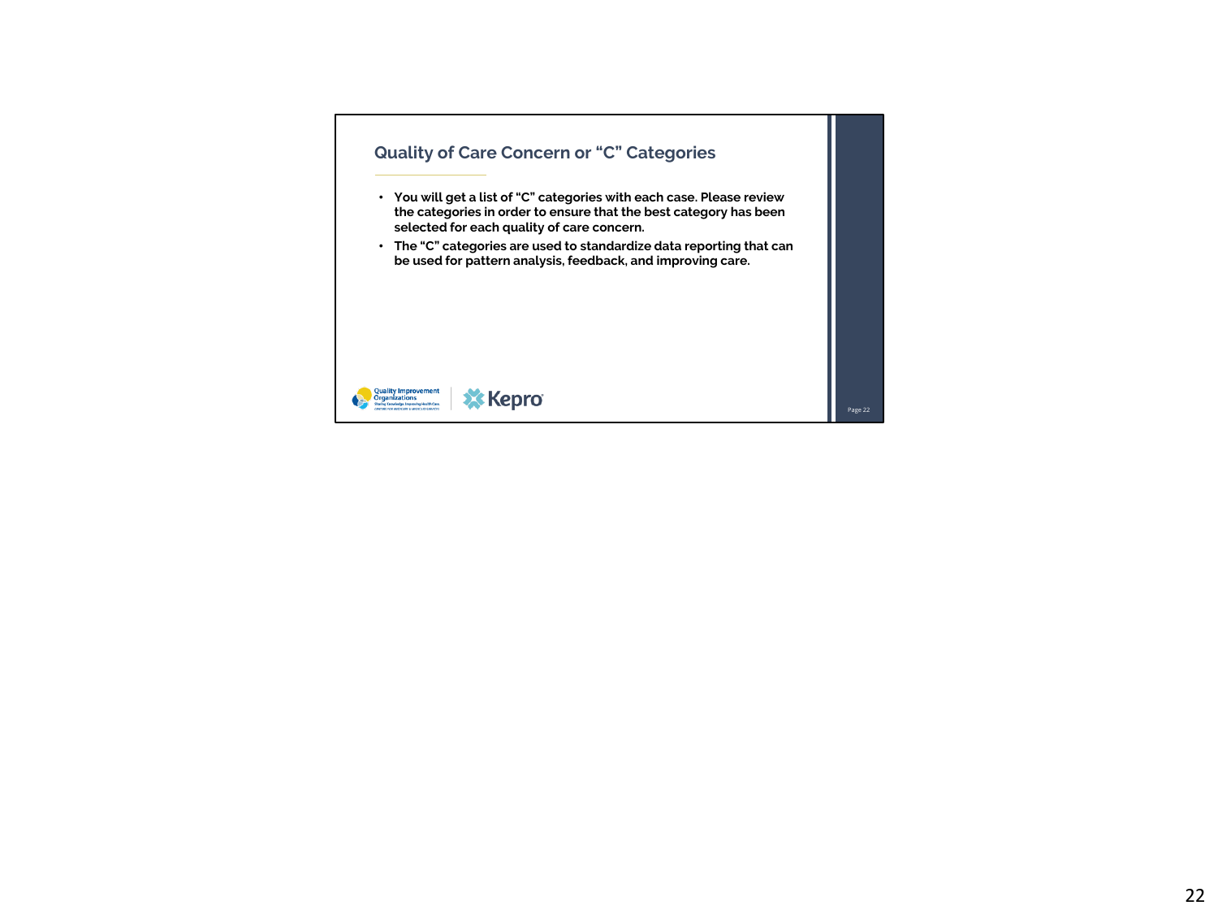## Quality of Care Concern or "C" Categories

- **You will get a list of "C" categories with each case. Please review the categories in order to ensure that the best category has been selected for each quality of care concern.**
- **The "C" categories are used to standardize data reporting that can be used for pattern analysis, feedback, and improving care.**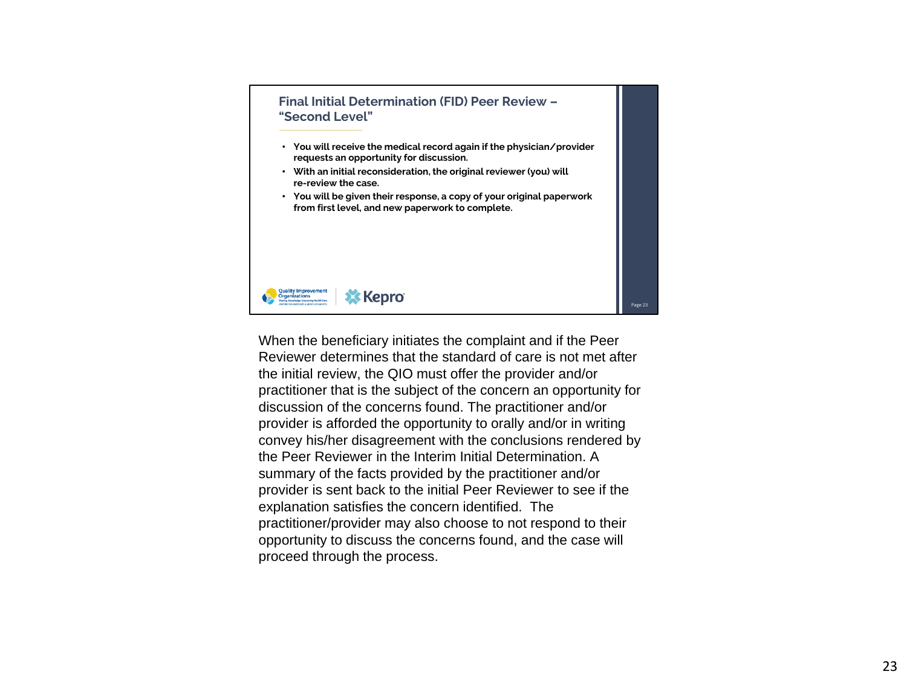## Final Initial Determination (FID) Peer Review – "Second Level"

- You will receive the medical record again if the physician/provider requests an opportunity for discussion.
- With an initial reconsideration, the original reviewer (you) will re-review the case.
- You will be given their response, a copy of your original paperwork from first level, and new paperwork to complete.

When the beneficiary initiates the complaint and if the Peer Reviewer determines that the standard of care is not met after the initial review, the QIO must offer the provider and/or practitioner that is the subject of the concern an opportunity for discussion of the concerns found. The practitioner and/or provider is afforded the opportunity to orally and/or in writing convey his/her disagreement with the conclusions rendered by the Peer Reviewer in the Interim Initial Determination. A summary of the facts provided by the practitioner and/or provider is sent back to the initial Peer Reviewer to see if the explanation satisfies the concern identified. The practitioner/provider may also choose to not respond to their opportunity to discuss the concerns found, and the case will proceed through the process.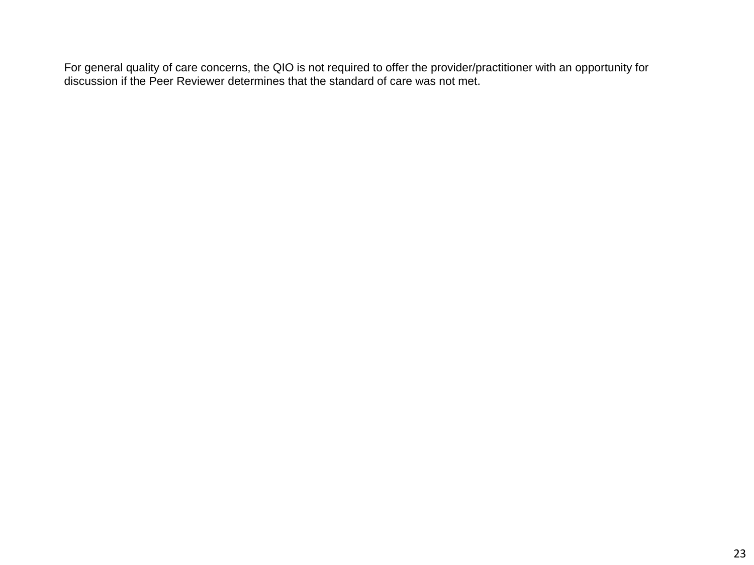For general quality of care concerns, the QIO is not required to offer the provider/practitioner with an opportunity for discussion if the Peer Reviewer determines that the standard of care was not met.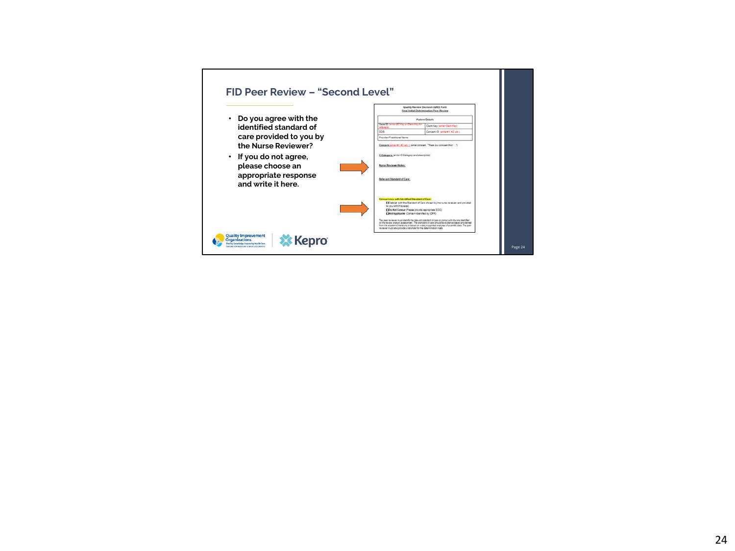# FID Peer Review – "Second Level"

- Do you agree with the identified standard of care provided to you by the Nurse Reviewer?
- If you do not agree, please choose an appropriate response and write it here.

**Quality Review Decision (QRD) Form**
**Final Initial Determination Peer Review**

| Patient Details | |
|---|---|
| Case ID: (enter BC Key or Claim Key for referrals) | Claim Key: (enter Claim Key) |
| DOS: | Concern ID: (enter #1, #2, etc.) |
| Provider/Practitioner Name: | |

**Concern** (enter #1, #2, etc.): (enter concern, "There is a concern that ...")

**C Category:** (enter C Category and description)

**Nurse Reviewer Notes:**

**Relevant Standard of Care:**

**Concurrence with Identified Standard of Care:**

- ☐ **Concur** with the Standard of Care chosen by the nurse reviewer and provided to you with this case)
- ☐ **Do Not Concur** (Please provide appropriate SOC)
- ☐ **Not Applicable** (Concern identified by IOPR)

The peer reviewer must identify the relevant standard of care or concur with the one identified in the review analyst assessment. The standard of care should be evidence-based and derived from the academic literature or based on widely supported analyses of scientific data. The peer reviewer must also provide a rationale for the determination made.

Quality Improvement Organizations — Sharing Knowledge. Improving Health Care. CENTERS FOR MEDICARE & MEDICAID SERVICES | Kepro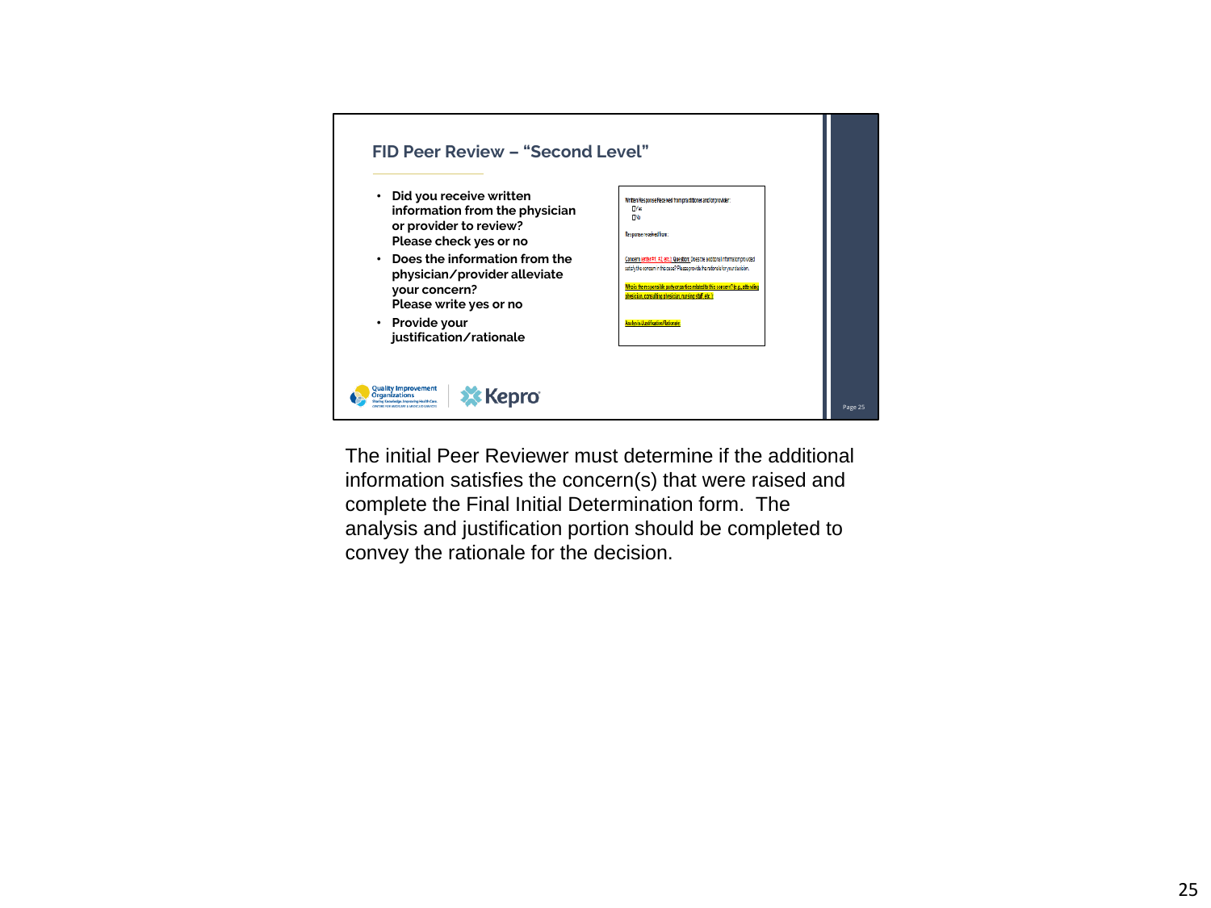## FID Peer Review – "Second Level"

- **Did you receive written information from the physician or provider to review? Please check yes or no**
- **Does the information from the physician/provider alleviate your concern? Please write yes or no**
- **Provide your justification/rationale**

Written Response Received from practitioner and/or provider:
☐ Yes
☐ No

Response received from:

Concern (enter #1, #2, etc.) Question: Does the additional information provided satisfy the concern in this case? Please provide the rationale for your decision.

Who is the responsible party or parties related to this concern? (e.g., attending physician, consulting physician, nursing staff, etc.)

Analysis/Justification/Rationale:

Quality Improvement Organizations | Kepro

The initial Peer Reviewer must determine if the additional information satisfies the concern(s) that were raised and complete the Final Initial Determination form. The analysis and justification portion should be completed to convey the rationale for the decision.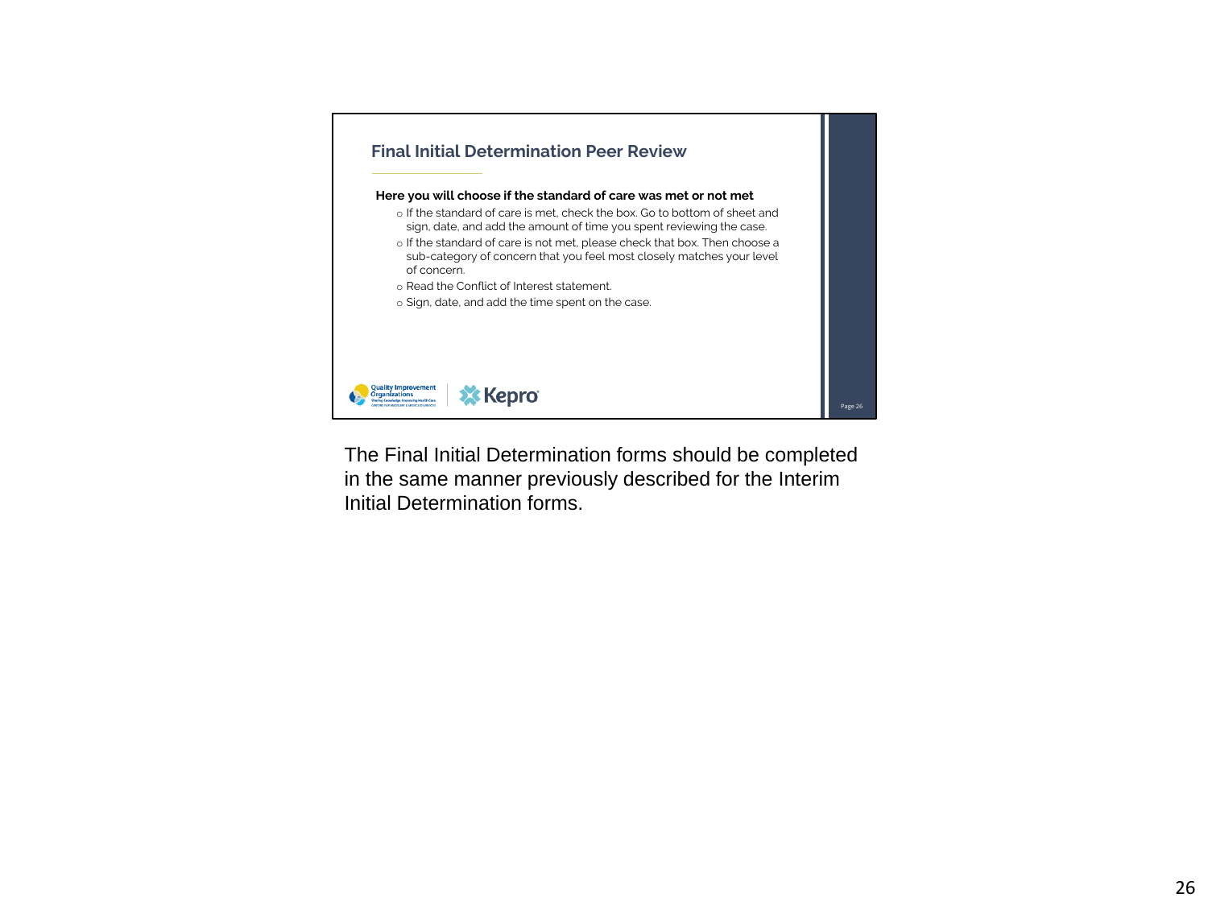## Final Initial Determination Peer Review

**Here you will choose if the standard of care was met or not met**

- If the standard of care is met, check the box. Go to bottom of sheet and sign, date, and add the amount of time you spent reviewing the case.
- If the standard of care is not met, please check that box. Then choose a sub-category of concern that you feel most closely matches your level of concern.
- Read the Conflict of Interest statement.
- Sign, date, and add the time spent on the case.

Quality Improvement Organizations | Kepro

The Final Initial Determination forms should be completed in the same manner previously described for the Interim Initial Determination forms.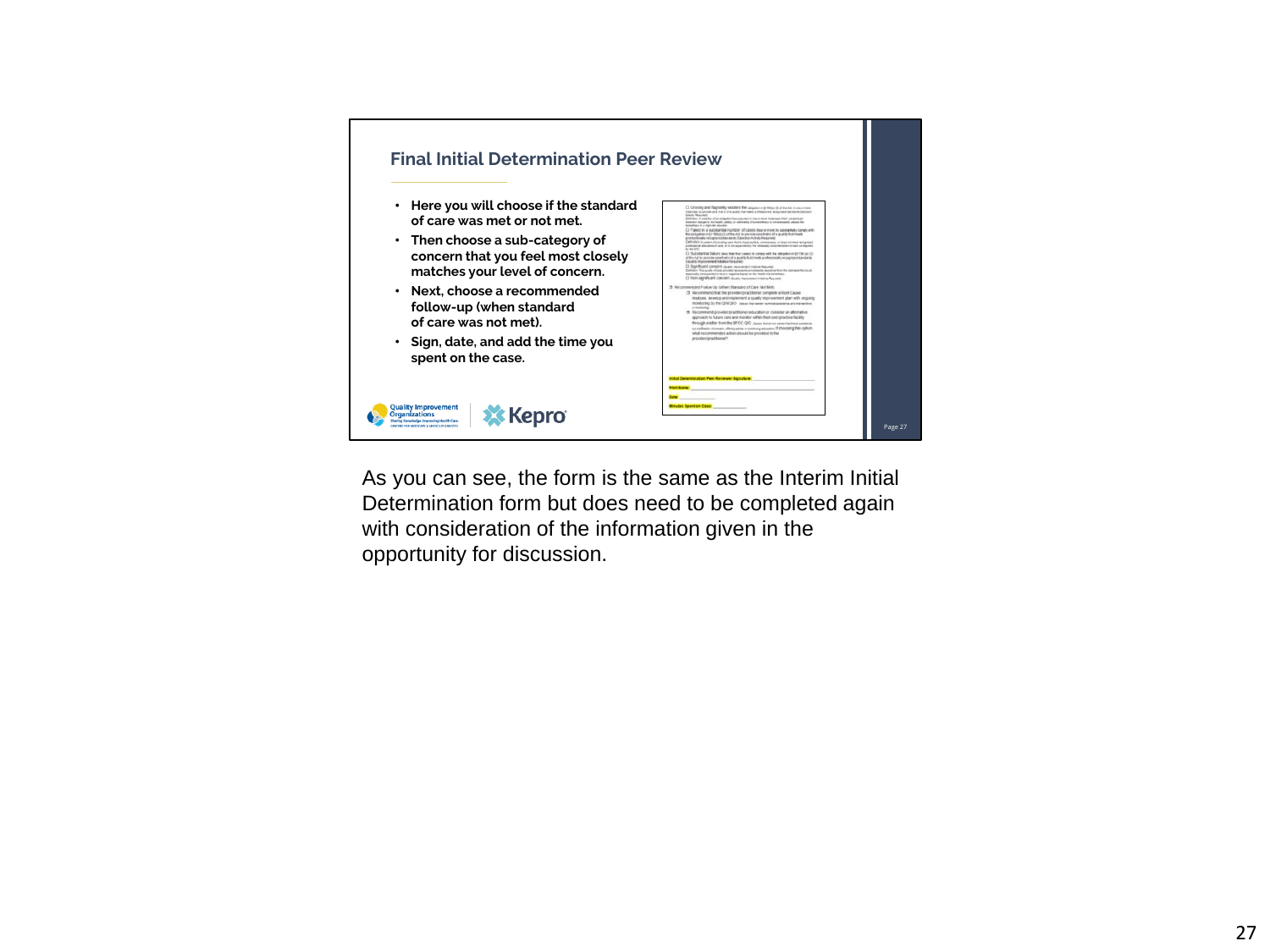## Final Initial Determination Peer Review

- Here you will choose if the standard of care was met or not met.
- Then choose a sub-category of concern that you feel most closely matches your level of concern.
- Next, choose a recommended follow-up (when standard of care was not met).
- Sign, date, and add the time you spent on the case.

As you can see, the form is the same as the Interim Initial Determination form but does need to be completed again with consideration of the information given in the opportunity for discussion.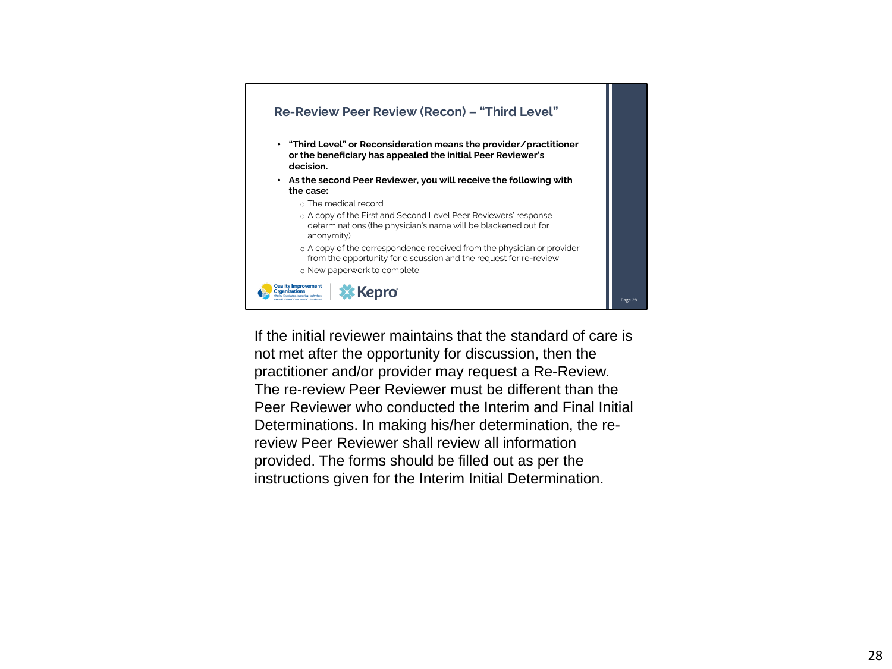## Re-Review Peer Review (Recon) – "Third Level"

- **"Third Level" or Reconsideration means the provider/practitioner or the beneficiary has appealed the initial Peer Reviewer's decision.**
- **As the second Peer Reviewer, you will receive the following with the case:**
  - The medical record
  - A copy of the First and Second Level Peer Reviewers' response determinations (the physician's name will be blackened out for anonymity)
  - A copy of the correspondence received from the physician or provider from the opportunity for discussion and the request for re-review
  - New paperwork to complete

If the initial reviewer maintains that the standard of care is not met after the opportunity for discussion, then the practitioner and/or provider may request a Re-Review. The re-review Peer Reviewer must be different than the Peer Reviewer who conducted the Interim and Final Initial Determinations. In making his/her determination, the re-review Peer Reviewer shall review all information provided. The forms should be filled out as per the instructions given for the Interim Initial Determination.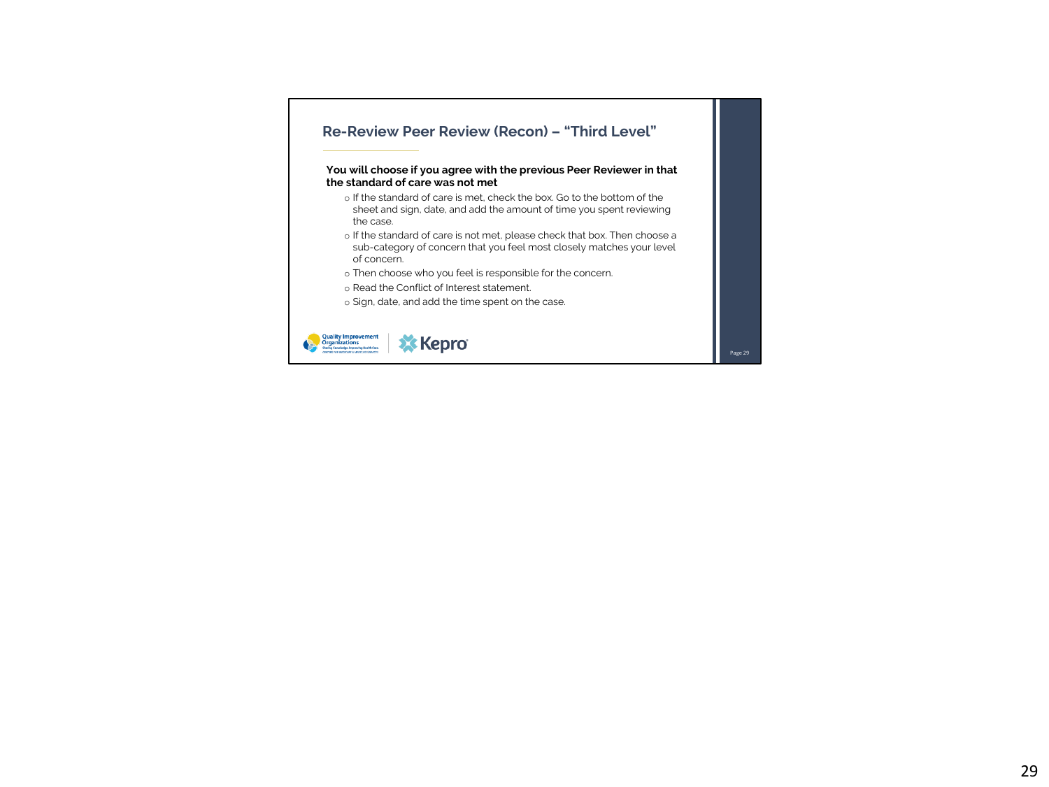## Re-Review Peer Review (Recon) – "Third Level"

**You will choose if you agree with the previous Peer Reviewer in that the standard of care was not met**

- If the standard of care is met, check the box. Go to the bottom of the sheet and sign, date, and add the amount of time you spent reviewing the case.
- If the standard of care is not met, please check that box. Then choose a sub-category of concern that you feel most closely matches your level of concern.
- Then choose who you feel is responsible for the concern.
- Read the Conflict of Interest statement.
- Sign, date, and add the time spent on the case.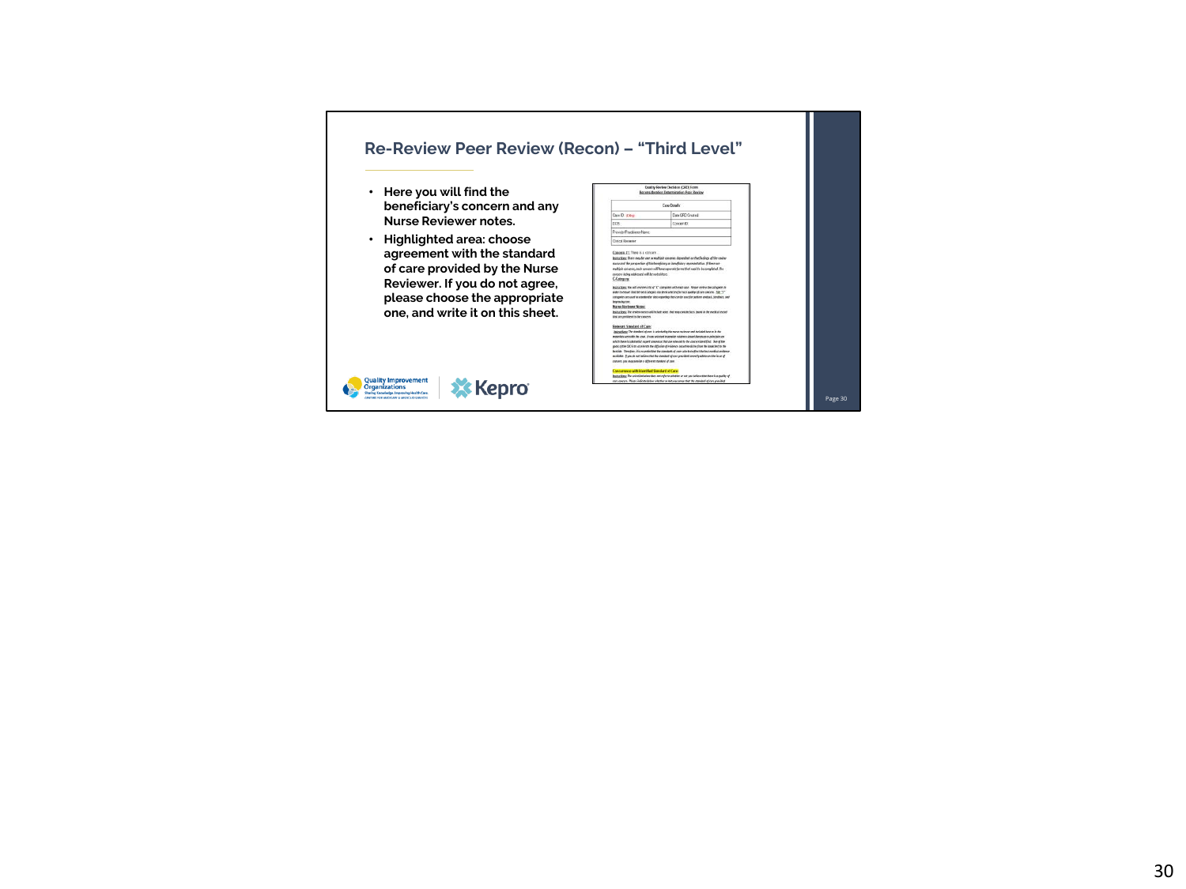## Re-Review Peer Review (Recon) – "Third Level"

- Here you will find the beneficiary's concern and any Nurse Reviewer notes.
- Highlighted area: choose agreement with the standard of care provided by the Nurse Reviewer. If you do not agree, please choose the appropriate one, and write it on this sheet.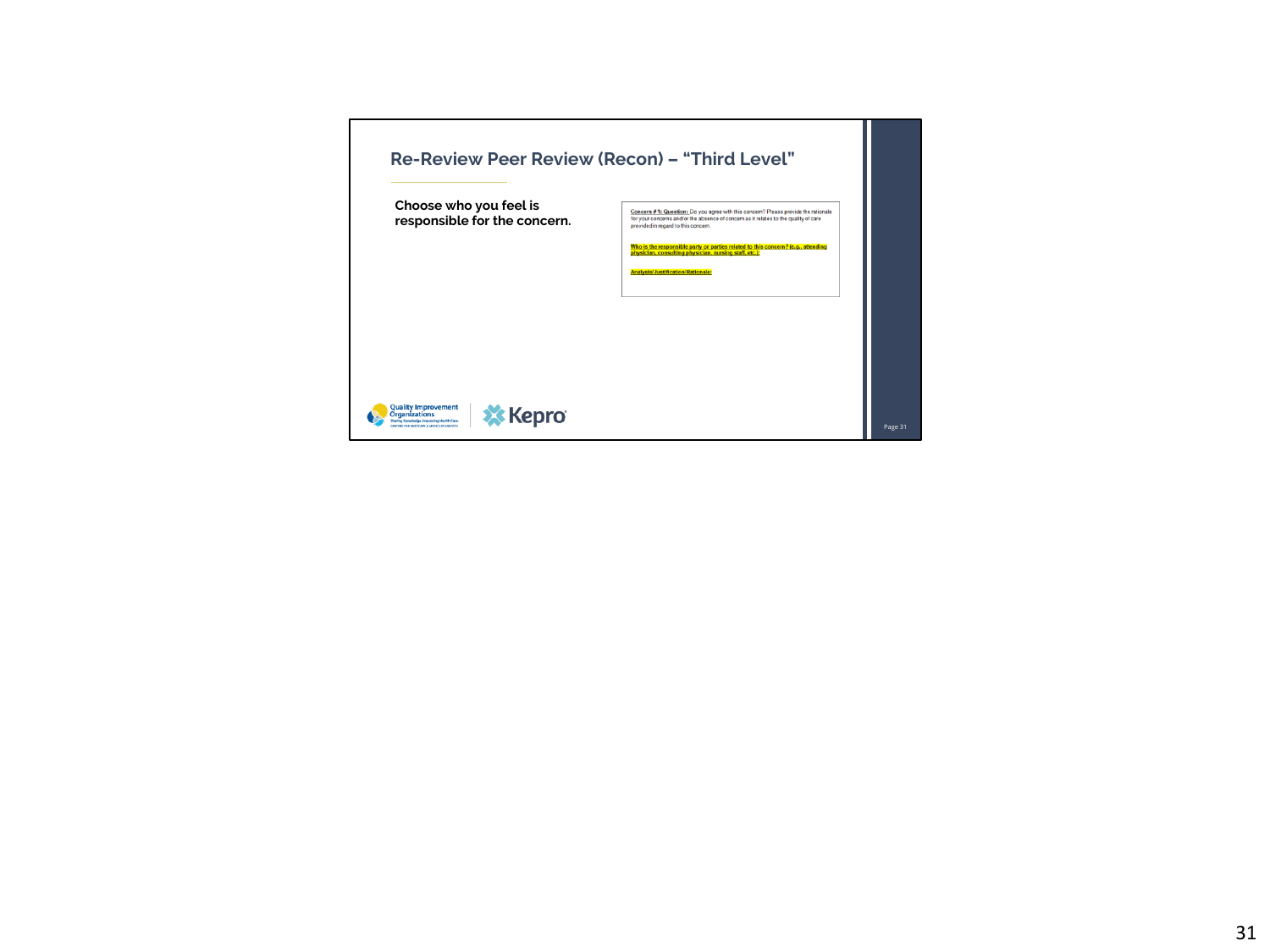## Re-Review Peer Review (Recon) – "Third Level"

**Choose who you feel is responsible for the concern.**

**Concern # 1: Question:** Do you agree with this concern? Please provide the rationale for your concerns and/or the absence of concern as it relates to the quality of care provided in regard to this concern.

**Who is the responsible party or parties related to this concern? (e.g., attending physician, consulting physician, nursing staff, etc.):**

**Analysis/Justification/Rationale:**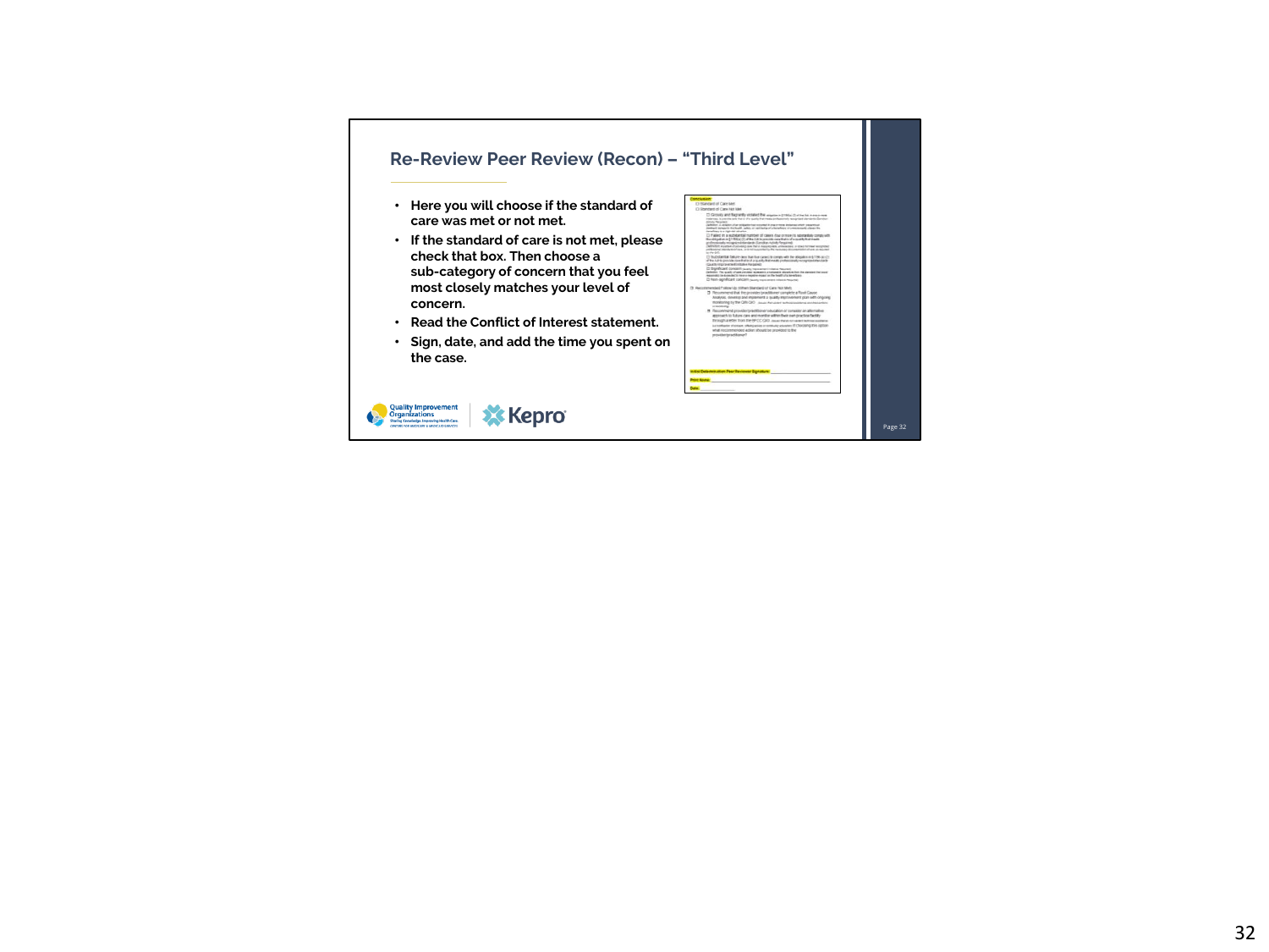## Re-Review Peer Review (Recon) – "Third Level"

- Here you will choose if the standard of care was met or not met.
- If the standard of care is not met, please check that box. Then choose a sub-category of concern that you feel most closely matches your level of concern.
- Read the Conflict of Interest statement.
- Sign, date, and add the time you spent on the case.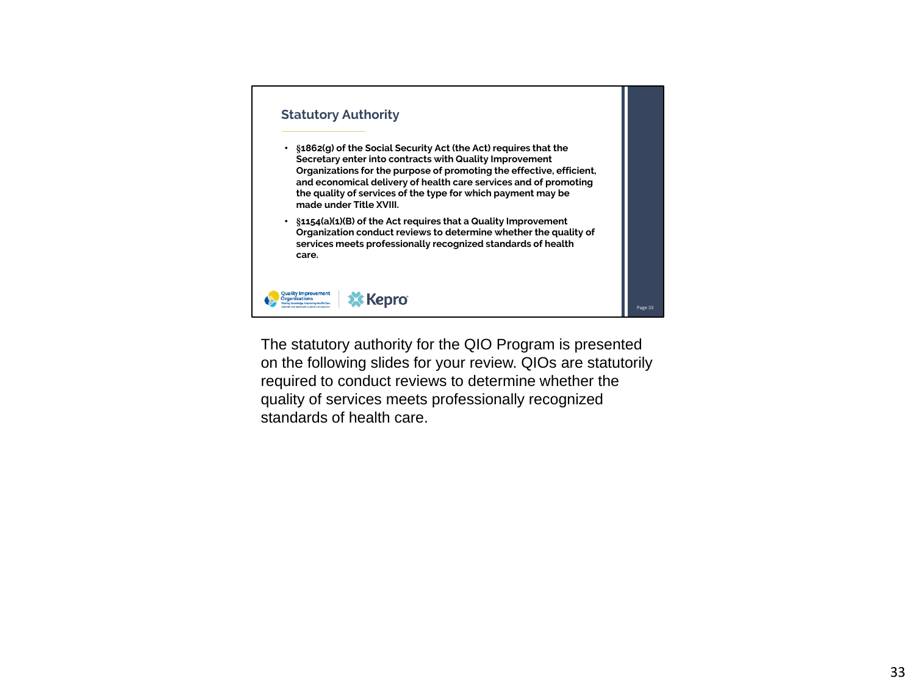## Statutory Authority

- **§1862(g) of the Social Security Act (the Act) requires that the Secretary enter into contracts with Quality Improvement Organizations for the purpose of promoting the effective, efficient, and economical delivery of health care services and of promoting the quality of services of the type for which payment may be made under Title XVIII.**
- **§1154(a)(1)(B) of the Act requires that a Quality Improvement Organization conduct reviews to determine whether the quality of services meets professionally recognized standards of health care.**

The statutory authority for the QIO Program is presented on the following slides for your review. QIOs are statutorily required to conduct reviews to determine whether the quality of services meets professionally recognized standards of health care.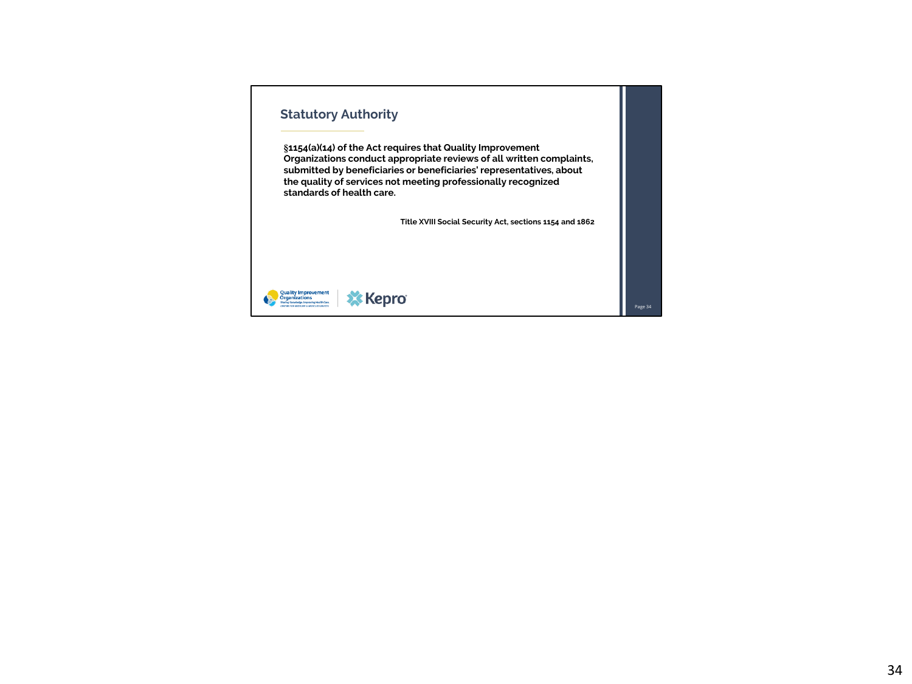## Statutory Authority

**§1154(a)(14) of the Act requires that Quality Improvement Organizations conduct appropriate reviews of all written complaints, submitted by beneficiaries or beneficiaries' representatives, about the quality of services not meeting professionally recognized standards of health care.**

**Title XVIII Social Security Act, sections 1154 and 1862**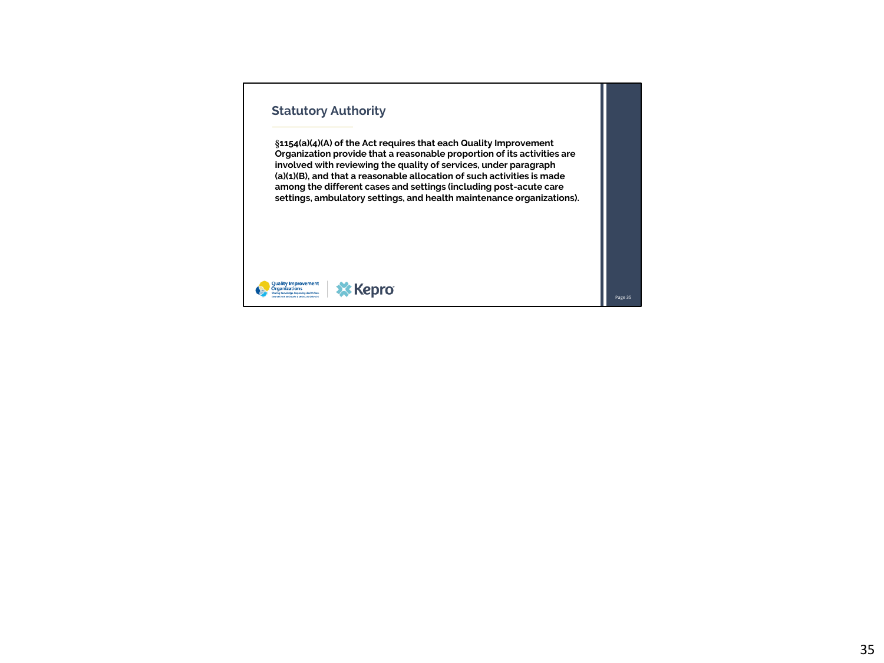## Statutory Authority

**§1154(a)(4)(A) of the Act requires that each Quality Improvement Organization provide that a reasonable proportion of its activities are involved with reviewing the quality of services, under paragraph (a)(1)(B), and that a reasonable allocation of such activities is made among the different cases and settings (including post-acute care settings, ambulatory settings, and health maintenance organizations).**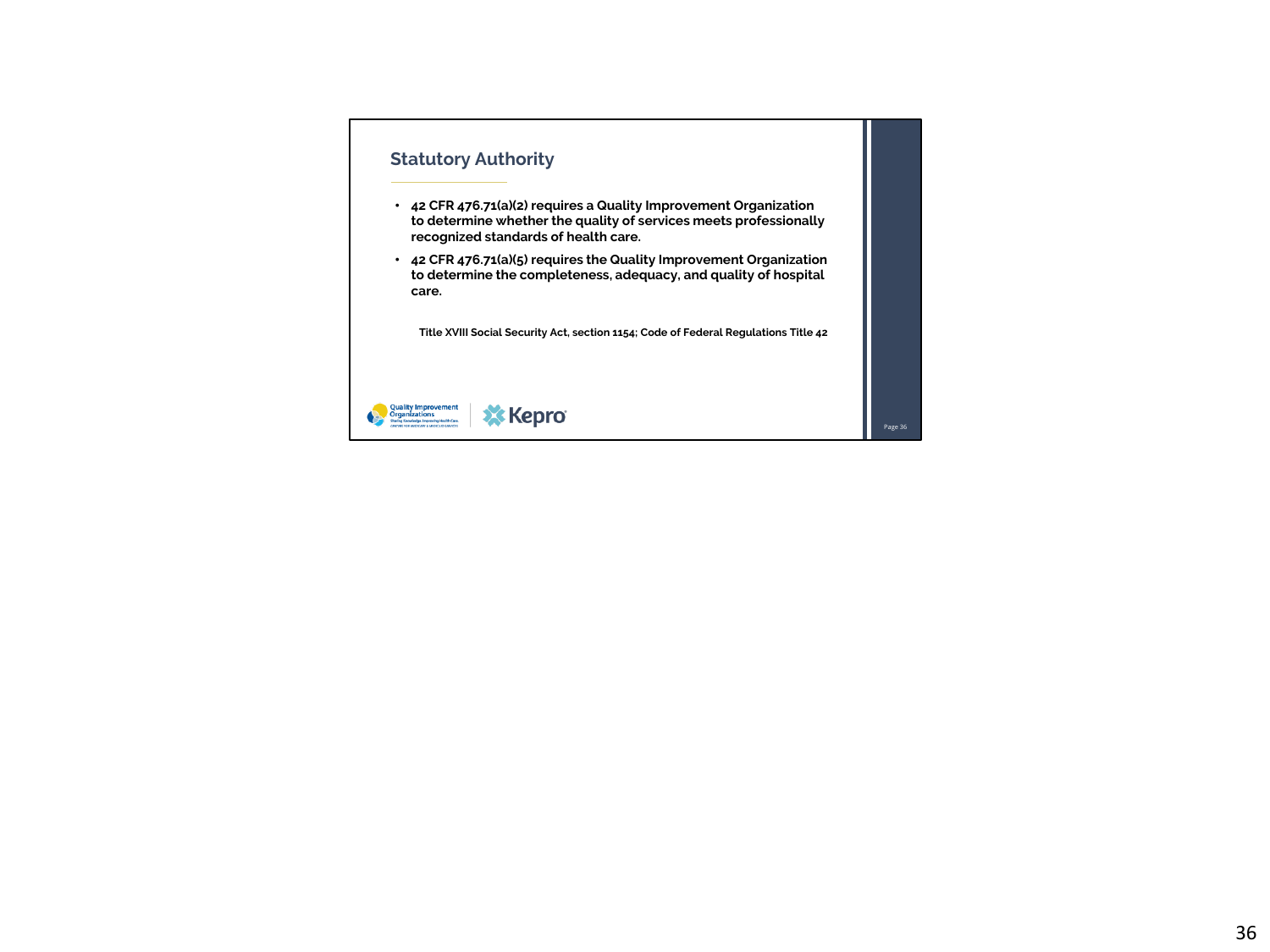## Statutory Authority

- **42 CFR 476.71(a)(2) requires a Quality Improvement Organization to determine whether the quality of services meets professionally recognized standards of health care.**
- **42 CFR 476.71(a)(5) requires the Quality Improvement Organization to determine the completeness, adequacy, and quality of hospital care.**

**Title XVIII Social Security Act, section 1154; Code of Federal Regulations Title 42**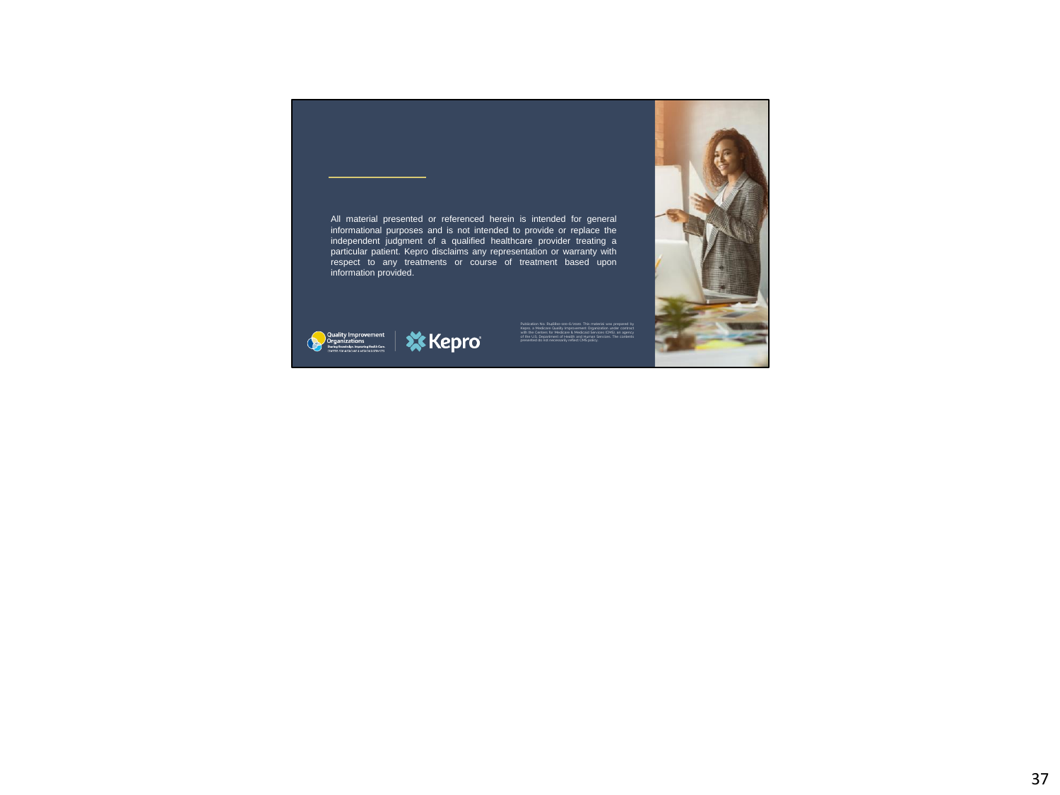All material presented or referenced herein is intended for general informational purposes and is not intended to provide or replace the independent judgment of a qualified healthcare provider treating a particular patient. Kepro disclaims any representation or warranty with respect to any treatments or course of treatment based upon information provided.

Quality Improvement Organizations

Sharing Knowledge. Improving Health Care.

CENTERS FOR MEDICARE & MEDICAID SERVICES

Kepro

Publication No. R148810-100-6/2020. This material was prepared by Kepro, a Medicare Quality Improvement Organization under contract with the Centers for Medicare & Medicaid Services (CMS), an agency of the U.S. Department of Health and Human Services. The contents presented do not necessarily reflect CMS policy.